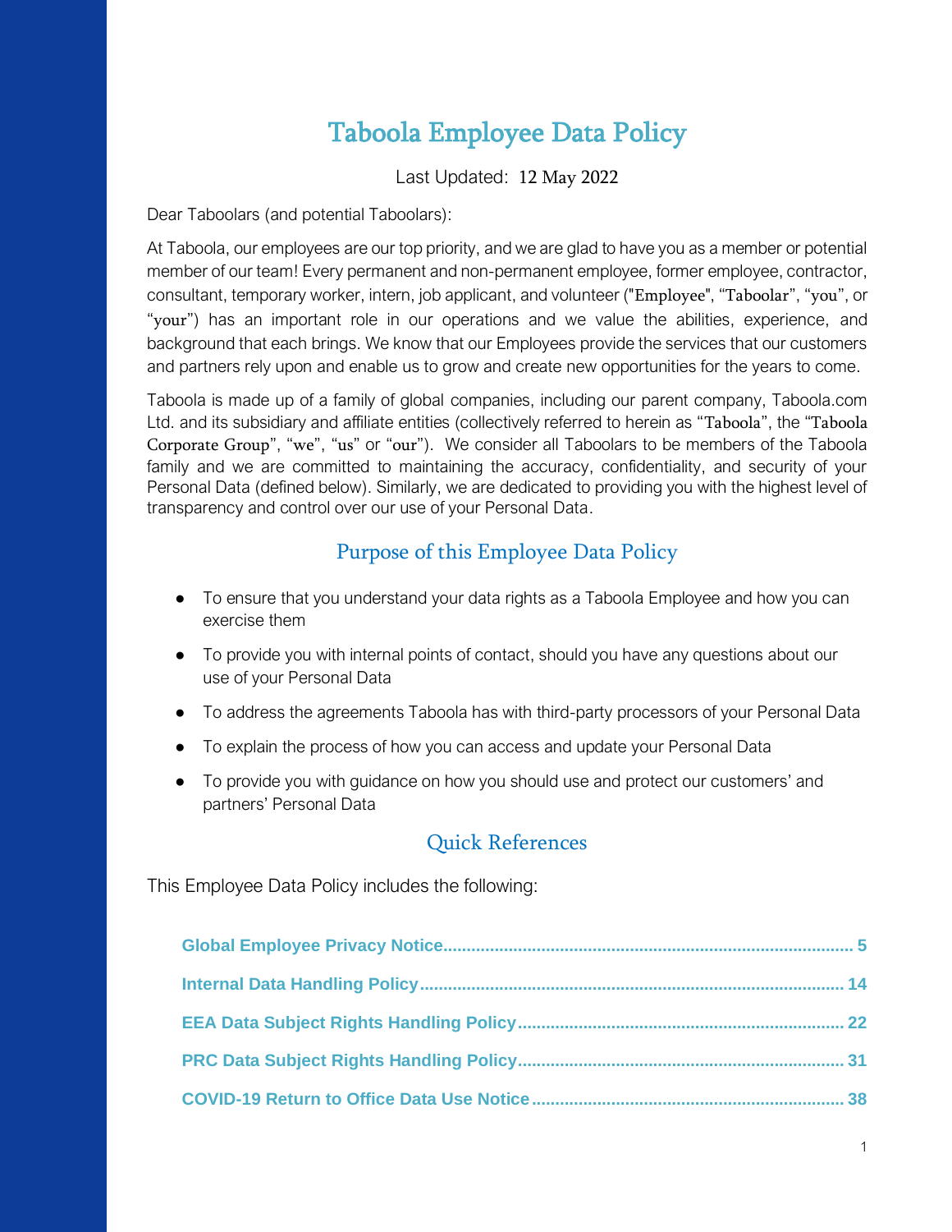# Taboola Employee Data Policy

Last Updated: 12 May 2022

Dear Taboolars (and potential Taboolars):

At Taboola, our employees are our top priority, and we are glad to have you as a member or potential member of our team! Every permanent and non-permanent employee, former employee, contractor, consultant, temporary worker, intern, job applicant, and volunteer ("Employee", "Taboolar", "you", or "your") has an important role in our operations and we value the abilities, experience, and background that each brings. We know that our Employees provide the services that our customers and partners rely upon and enable us to grow and create new opportunities for the years to come.

Taboola is made up of a family of global companies, including our parent company, Taboola.com Ltd. and its subsidiary and affiliate entities (collectively referred to herein as "Taboola", the "Taboola Corporate Group", "we", "us" or "our"). We consider all Taboolars to be members of the Taboola family and we are committed to maintaining the accuracy, confidentiality, and security of your Personal Data (defined below). Similarly, we are dedicated to providing you with the highest level of transparency and control over our use of your Personal Data.

## Purpose of this Employee Data Policy

- To ensure that you understand your data rights as a Taboola Employee and how you can exercise them
- To provide you with internal points of contact, should you have any questions about our use of your Personal Data
- To address the agreements Taboola has with third-party processors of your Personal Data
- To explain the process of how you can access and update your Personal Data
- To provide you with guidance on how you should use and protect our customers' and partners' Personal Data

## Quick References

This Employee Data Policy includes the following:

**Global Employee Privacy Notice** .......... 5

**Internal Data Handling Policy** .......... 14

**EEA Data Subject Rights Handling Policy** .......... 22

**PRC Data Subject Rights Handling Policy** .......... 31

**COVID-19 Return to Office Data Use Notice** .......... 38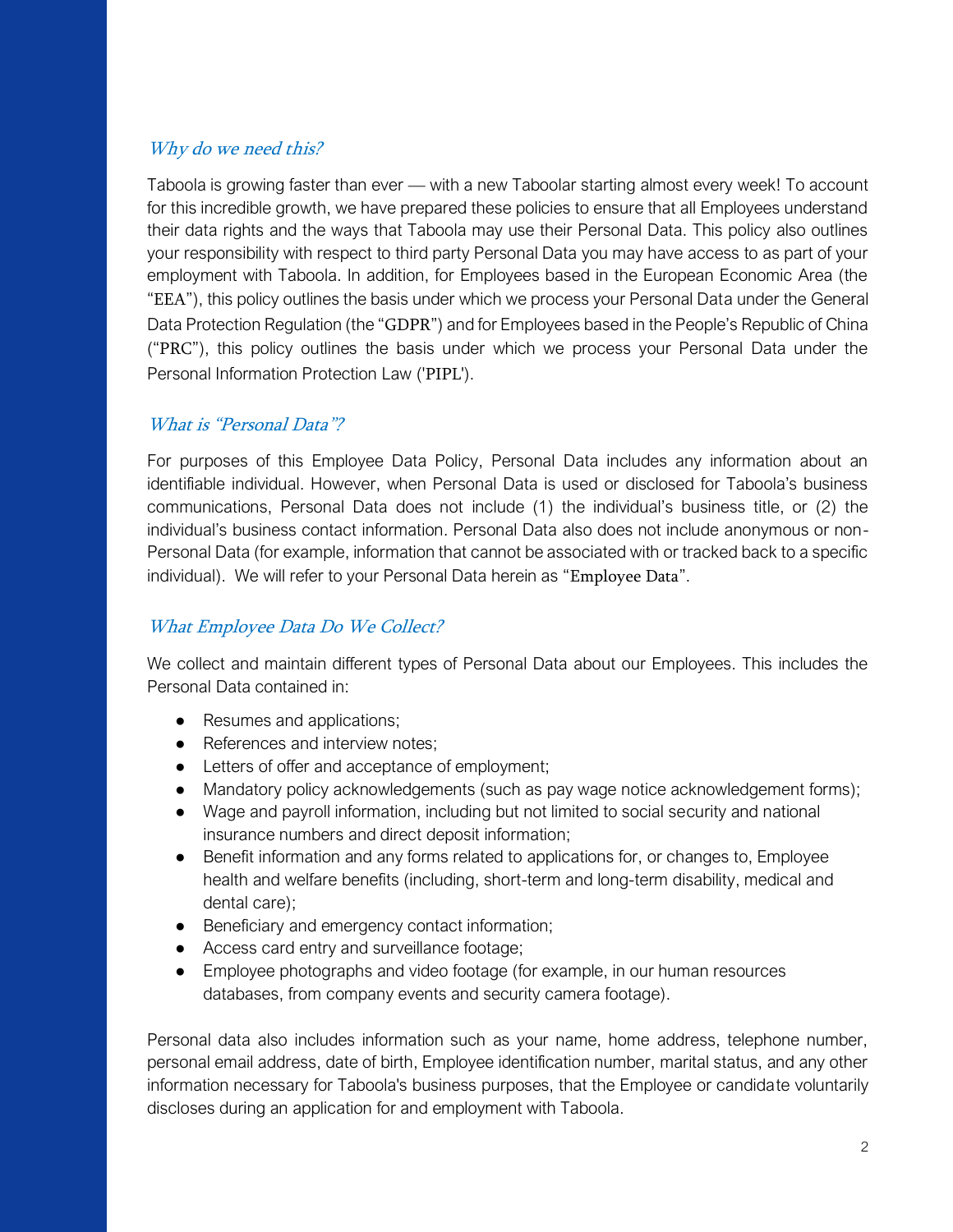### *Why do we need this?*

Taboola is growing faster than ever — with a new Taboolar starting almost every week! To account for this incredible growth, we have prepared these policies to ensure that all Employees understand their data rights and the ways that Taboola may use their Personal Data. This policy also outlines your responsibility with respect to third party Personal Data you may have access to as part of your employment with Taboola. In addition, for Employees based in the European Economic Area (the "EEA"), this policy outlines the basis under which we process your Personal Data under the General Data Protection Regulation (the "GDPR") and for Employees based in the People's Republic of China ("PRC"), this policy outlines the basis under which we process your Personal Data under the Personal Information Protection Law ('PIPL').

### *What is "Personal Data"?*

For purposes of this Employee Data Policy, Personal Data includes any information about an identifiable individual. However, when Personal Data is used or disclosed for Taboola's business communications, Personal Data does not include (1) the individual's business title, or (2) the individual's business contact information. Personal Data also does not include anonymous or non-Personal Data (for example, information that cannot be associated with or tracked back to a specific individual). We will refer to your Personal Data herein as "Employee Data".

### *What Employee Data Do We Collect?*

We collect and maintain different types of Personal Data about our Employees. This includes the Personal Data contained in:

- Resumes and applications;
- References and interview notes;
- Letters of offer and acceptance of employment;
- Mandatory policy acknowledgements (such as pay wage notice acknowledgement forms);
- Wage and payroll information, including but not limited to social security and national insurance numbers and direct deposit information;
- Benefit information and any forms related to applications for, or changes to, Employee health and welfare benefits (including, short-term and long-term disability, medical and dental care);
- Beneficiary and emergency contact information;
- Access card entry and surveillance footage;
- Employee photographs and video footage (for example, in our human resources databases, from company events and security camera footage).

Personal data also includes information such as your name, home address, telephone number, personal email address, date of birth, Employee identification number, marital status, and any other information necessary for Taboola's business purposes, that the Employee or candidate voluntarily discloses during an application for and employment with Taboola.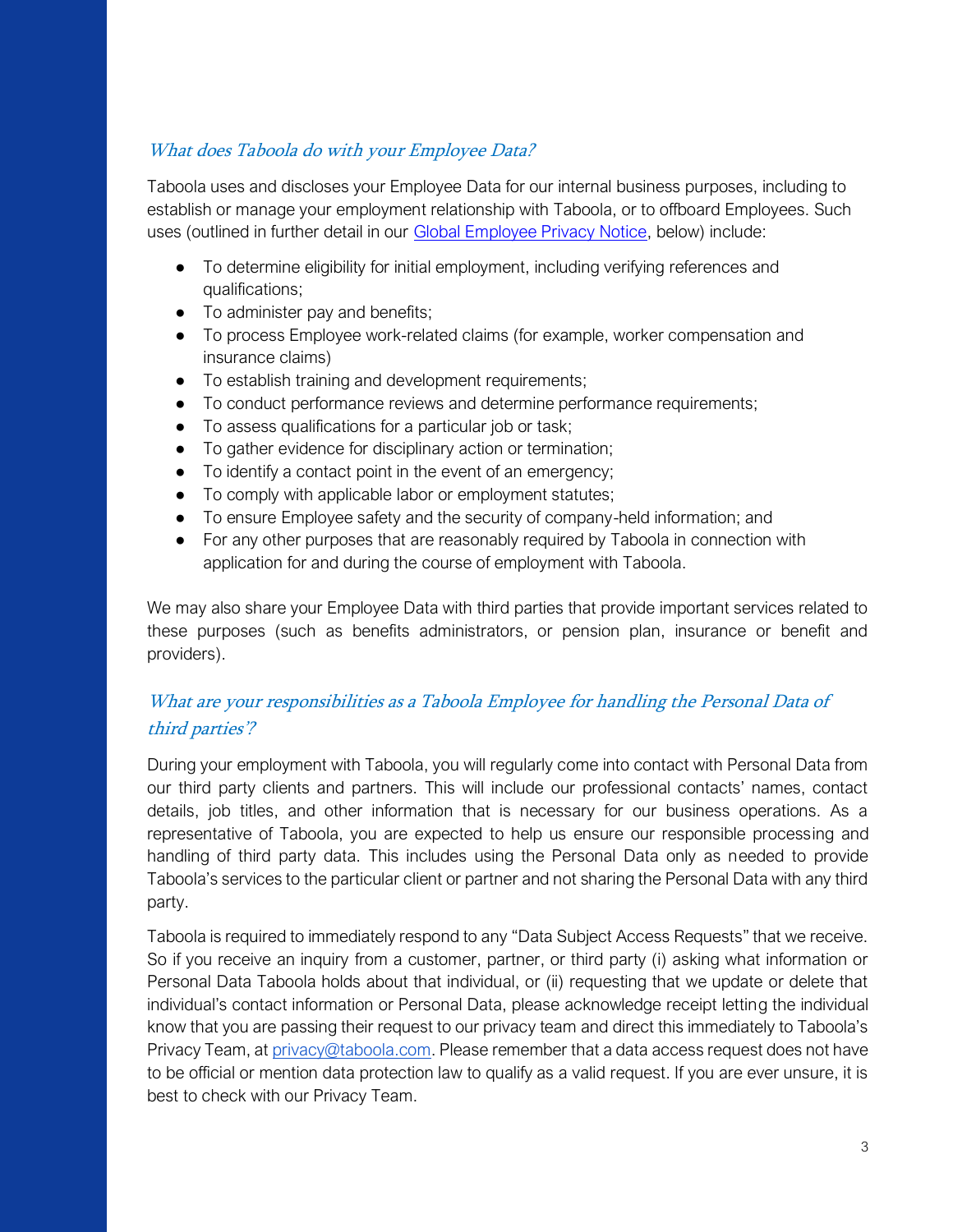### *What does Taboola do with your Employee Data?*

Taboola uses and discloses your Employee Data for our internal business purposes, including to establish or manage your employment relationship with Taboola, or to offboard Employees. Such uses (outlined in further detail in our [Global Employee Privacy Notice](), below) include:

- To determine eligibility for initial employment, including verifying references and qualifications;
- To administer pay and benefits;
- To process Employee work-related claims (for example, worker compensation and insurance claims)
- To establish training and development requirements;
- To conduct performance reviews and determine performance requirements;
- To assess qualifications for a particular job or task;
- To gather evidence for disciplinary action or termination;
- To identify a contact point in the event of an emergency;
- To comply with applicable labor or employment statutes;
- To ensure Employee safety and the security of company-held information; and
- For any other purposes that are reasonably required by Taboola in connection with application for and during the course of employment with Taboola.

We may also share your Employee Data with third parties that provide important services related to these purposes (such as benefits administrators, or pension plan, insurance or benefit and providers).

### *What are your responsibilities as a Taboola Employee for handling the Personal Data of third parties'?*

During your employment with Taboola, you will regularly come into contact with Personal Data from our third party clients and partners. This will include our professional contacts' names, contact details, job titles, and other information that is necessary for our business operations. As a representative of Taboola, you are expected to help us ensure our responsible processing and handling of third party data. This includes using the Personal Data only as needed to provide Taboola's services to the particular client or partner and not sharing the Personal Data with any third party.

Taboola is required to immediately respond to any "Data Subject Access Requests" that we receive. So if you receive an inquiry from a customer, partner, or third party (i) asking what information or Personal Data Taboola holds about that individual, or (ii) requesting that we update or delete that individual's contact information or Personal Data, please acknowledge receipt letting the individual know that you are passing their request to our privacy team and direct this immediately to Taboola's Privacy Team, at [privacy@taboola.com](mailto:privacy@taboola.com). Please remember that a data access request does not have to be official or mention data protection law to qualify as a valid request. If you are ever unsure, it is best to check with our Privacy Team.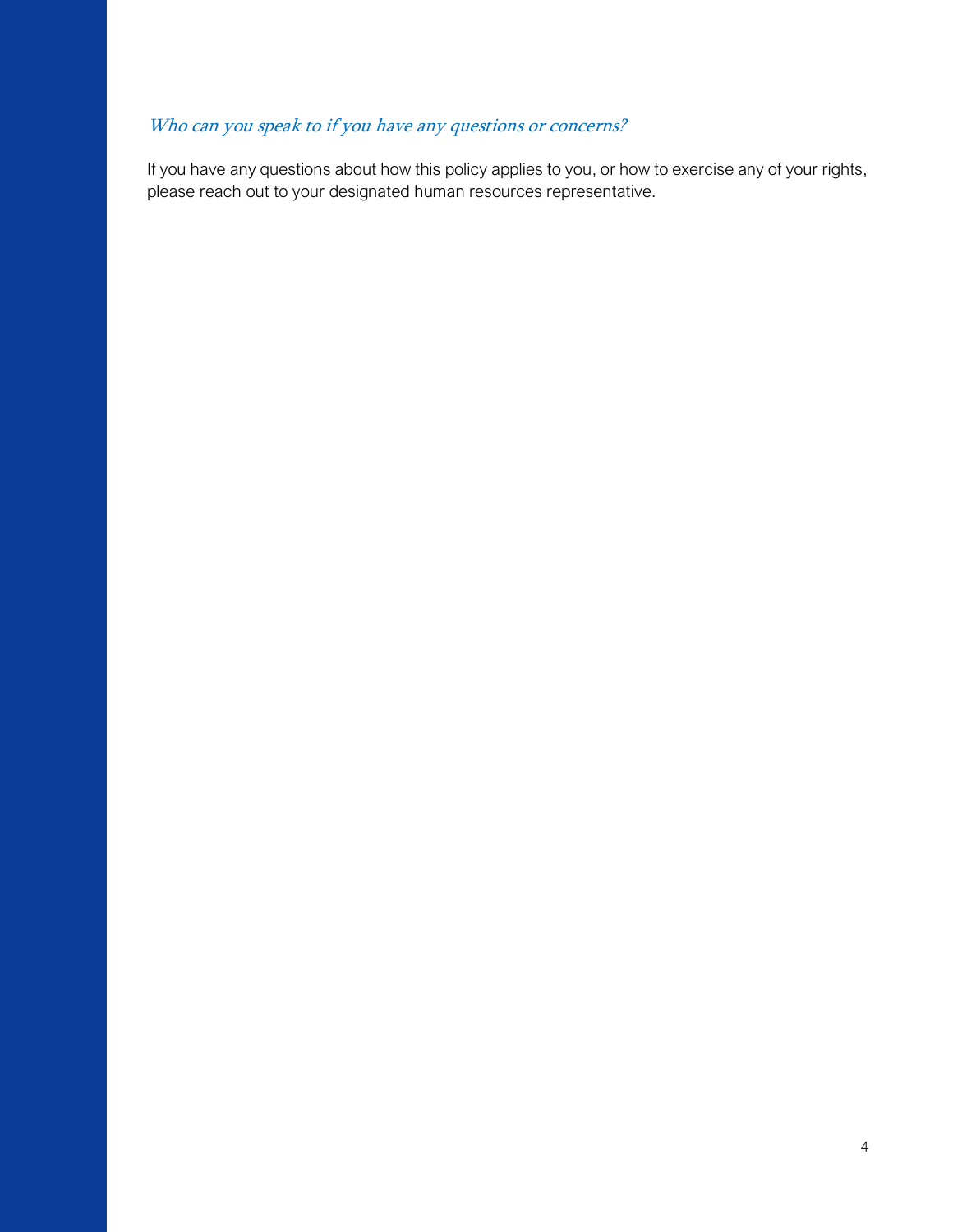### *Who can you speak to if you have any questions or concerns?*

If you have any questions about how this policy applies to you, or how to exercise any of your rights, please reach out to your designated human resources representative.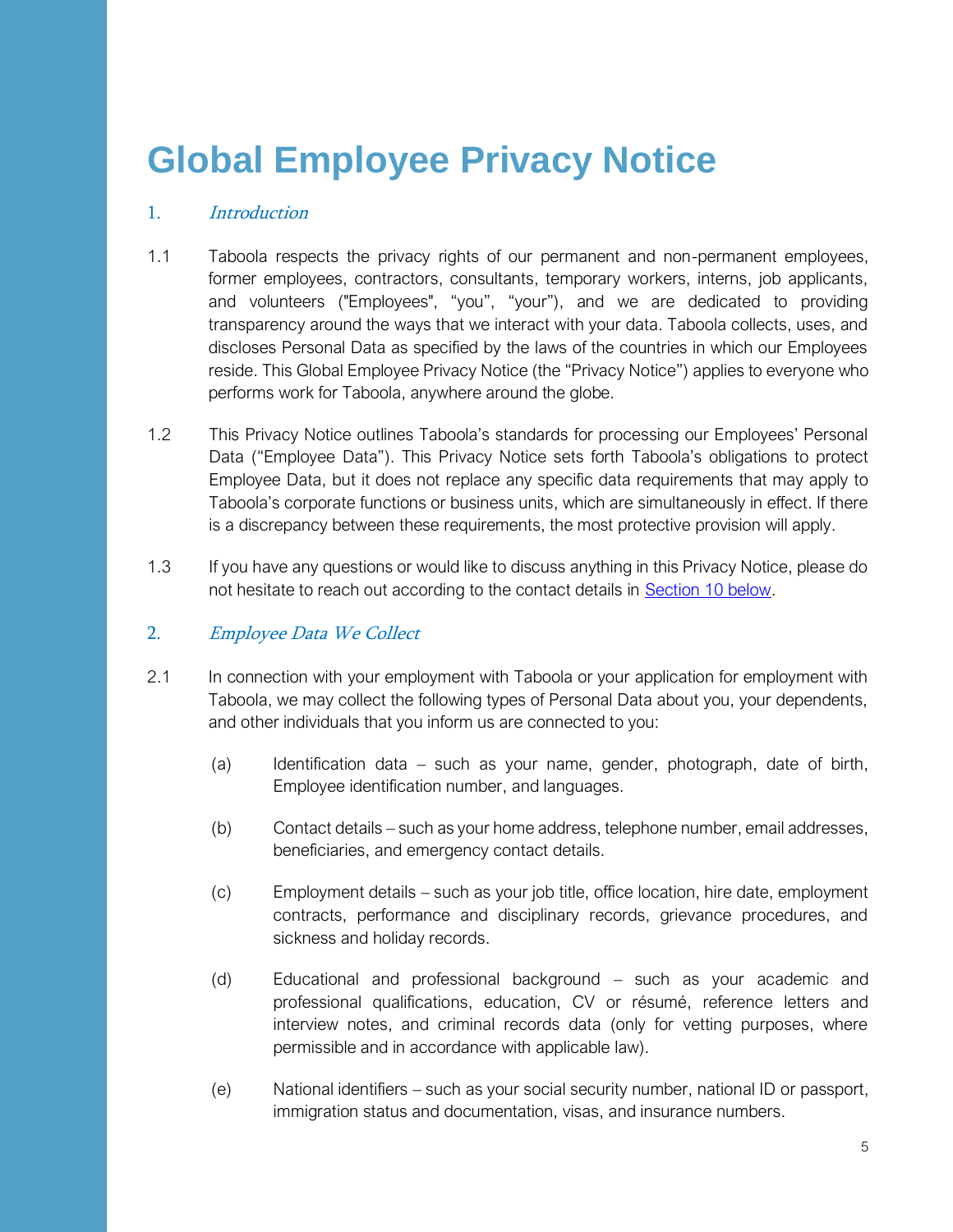# Global Employee Privacy Notice

## 1. *Introduction*

1.1 Taboola respects the privacy rights of our permanent and non-permanent employees, former employees, contractors, consultants, temporary workers, interns, job applicants, and volunteers ("Employees", “you”, “your”), and we are dedicated to providing transparency around the ways that we interact with your data. Taboola collects, uses, and discloses Personal Data as specified by the laws of the countries in which our Employees reside. This Global Employee Privacy Notice (the “Privacy Notice”) applies to everyone who performs work for Taboola, anywhere around the globe.

1.2 This Privacy Notice outlines Taboola’s standards for processing our Employees’ Personal Data (“Employee Data”). This Privacy Notice sets forth Taboola’s obligations to protect Employee Data, but it does not replace any specific data requirements that may apply to Taboola’s corporate functions or business units, which are simultaneously in effect. If there is a discrepancy between these requirements, the most protective provision will apply.

1.3 If you have any questions or would like to discuss anything in this Privacy Notice, please do not hesitate to reach out according to the contact details in Section 10 below.

## 2. *Employee Data We Collect*

2.1 In connection with your employment with Taboola or your application for employment with Taboola, we may collect the following types of Personal Data about you, your dependents, and other individuals that you inform us are connected to you:

(a) Identification data – such as your name, gender, photograph, date of birth, Employee identification number, and languages.

(b) Contact details – such as your home address, telephone number, email addresses, beneficiaries, and emergency contact details.

(c) Employment details – such as your job title, office location, hire date, employment contracts, performance and disciplinary records, grievance procedures, and sickness and holiday records.

(d) Educational and professional background – such as your academic and professional qualifications, education, CV or résumé, reference letters and interview notes, and criminal records data (only for vetting purposes, where permissible and in accordance with applicable law).

(e) National identifiers – such as your social security number, national ID or passport, immigration status and documentation, visas, and insurance numbers.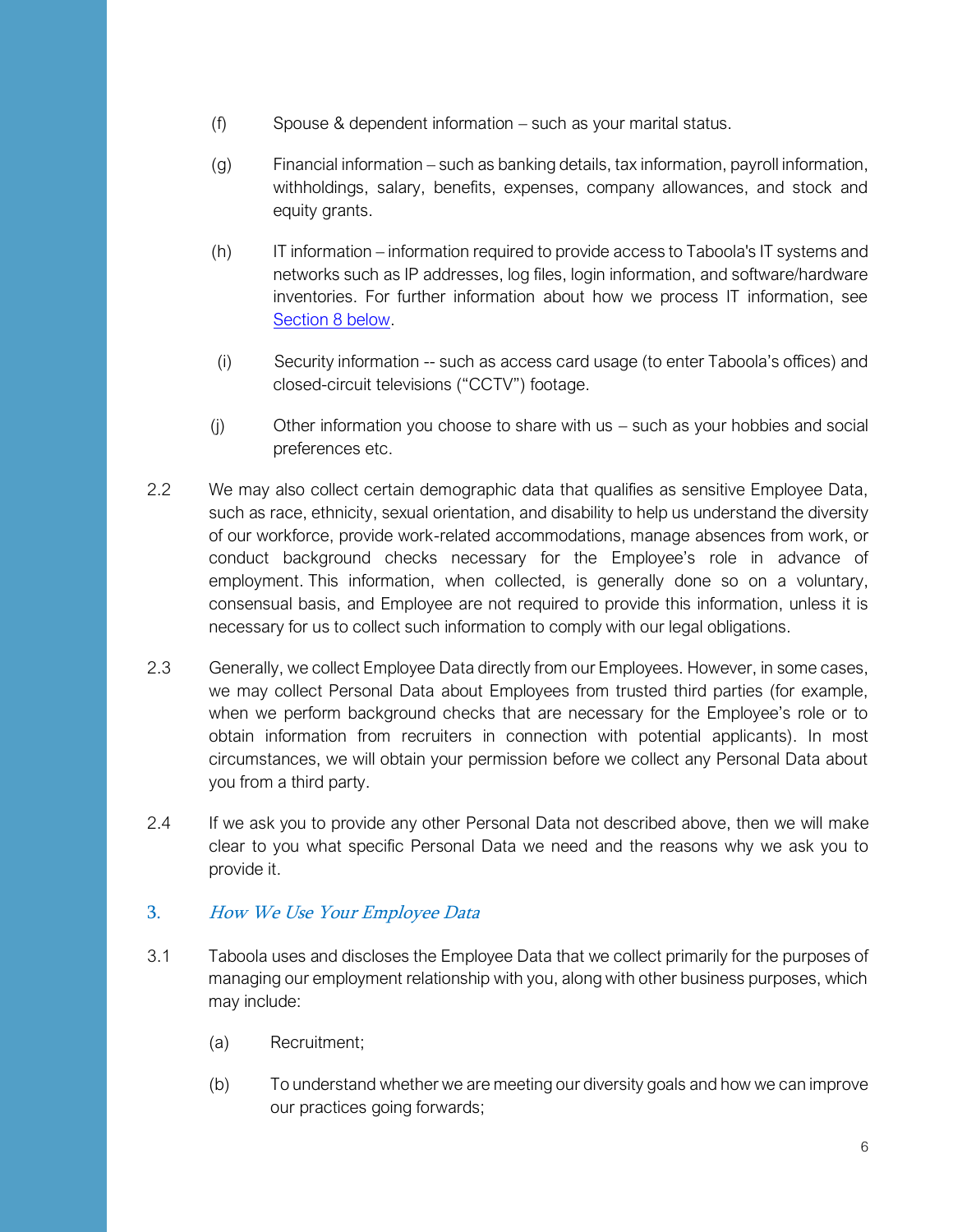(f) Spouse & dependent information – such as your marital status.

(g) Financial information – such as banking details, tax information, payroll information, withholdings, salary, benefits, expenses, company allowances, and stock and equity grants.

(h) IT information – information required to provide access to Taboola's IT systems and networks such as IP addresses, log files, login information, and software/hardware inventories. For further information about how we process IT information, see [Section 8 below](#).

(i) Security information -- such as access card usage (to enter Taboola's offices) and closed-circuit televisions ("CCTV") footage.

(j) Other information you choose to share with us – such as your hobbies and social preferences etc.

2.2 We may also collect certain demographic data that qualifies as sensitive Employee Data, such as race, ethnicity, sexual orientation, and disability to help us understand the diversity of our workforce, provide work-related accommodations, manage absences from work, or conduct background checks necessary for the Employee's role in advance of employment. This information, when collected, is generally done so on a voluntary, consensual basis, and Employee are not required to provide this information, unless it is necessary for us to collect such information to comply with our legal obligations.

2.3 Generally, we collect Employee Data directly from our Employees. However, in some cases, we may collect Personal Data about Employees from trusted third parties (for example, when we perform background checks that are necessary for the Employee's role or to obtain information from recruiters in connection with potential applicants). In most circumstances, we will obtain your permission before we collect any Personal Data about you from a third party.

2.4 If we ask you to provide any other Personal Data not described above, then we will make clear to you what specific Personal Data we need and the reasons why we ask you to provide it.

## 3. *How We Use Your Employee Data*

3.1 Taboola uses and discloses the Employee Data that we collect primarily for the purposes of managing our employment relationship with you, along with other business purposes, which may include:

(a) Recruitment;

(b) To understand whether we are meeting our diversity goals and how we can improve our practices going forwards;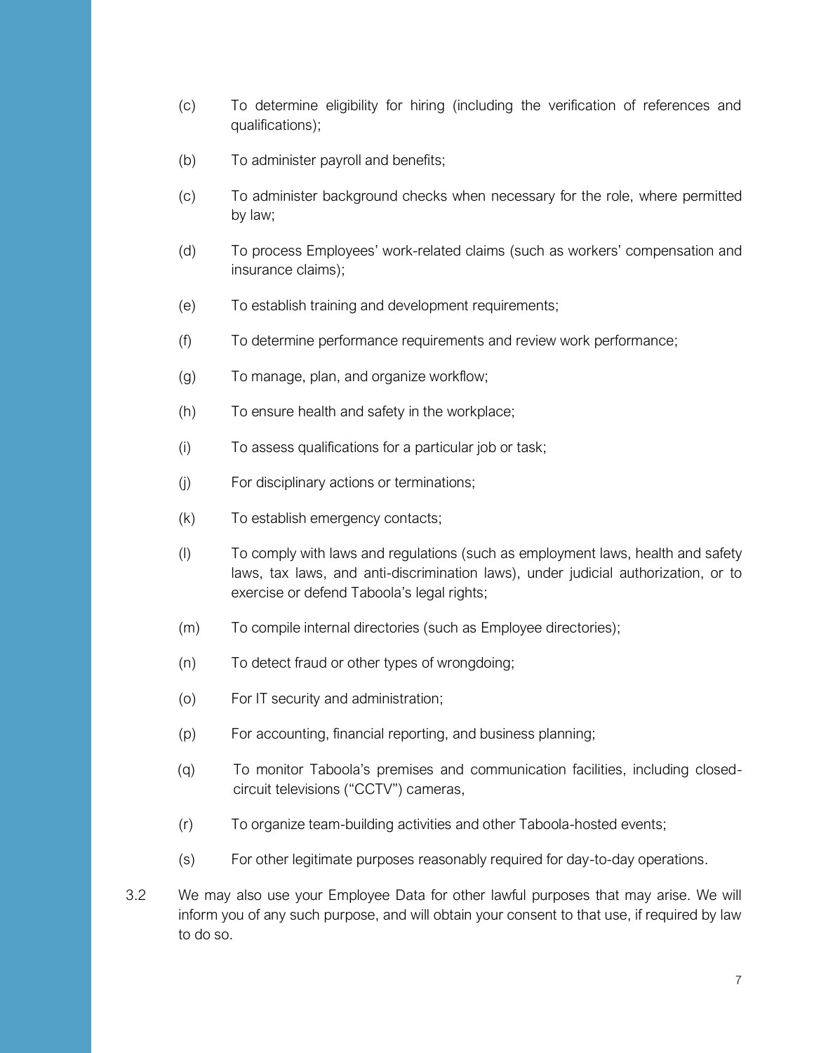(c) To determine eligibility for hiring (including the verification of references and qualifications);

(b) To administer payroll and benefits;

(c) To administer background checks when necessary for the role, where permitted by law;

(d) To process Employees' work-related claims (such as workers' compensation and insurance claims);

(e) To establish training and development requirements;

(f) To determine performance requirements and review work performance;

(g) To manage, plan, and organize workflow;

(h) To ensure health and safety in the workplace;

(i) To assess qualifications for a particular job or task;

(j) For disciplinary actions or terminations;

(k) To establish emergency contacts;

(l) To comply with laws and regulations (such as employment laws, health and safety laws, tax laws, and anti-discrimination laws), under judicial authorization, or to exercise or defend Taboola's legal rights;

(m) To compile internal directories (such as Employee directories);

(n) To detect fraud or other types of wrongdoing;

(o) For IT security and administration;

(p) For accounting, financial reporting, and business planning;

(q) To monitor Taboola's premises and communication facilities, including closed-circuit televisions ("CCTV") cameras,

(r) To organize team-building activities and other Taboola-hosted events;

(s) For other legitimate purposes reasonably required for day-to-day operations.

3.2 We may also use your Employee Data for other lawful purposes that may arise. We will inform you of any such purpose, and will obtain your consent to that use, if required by law to do so.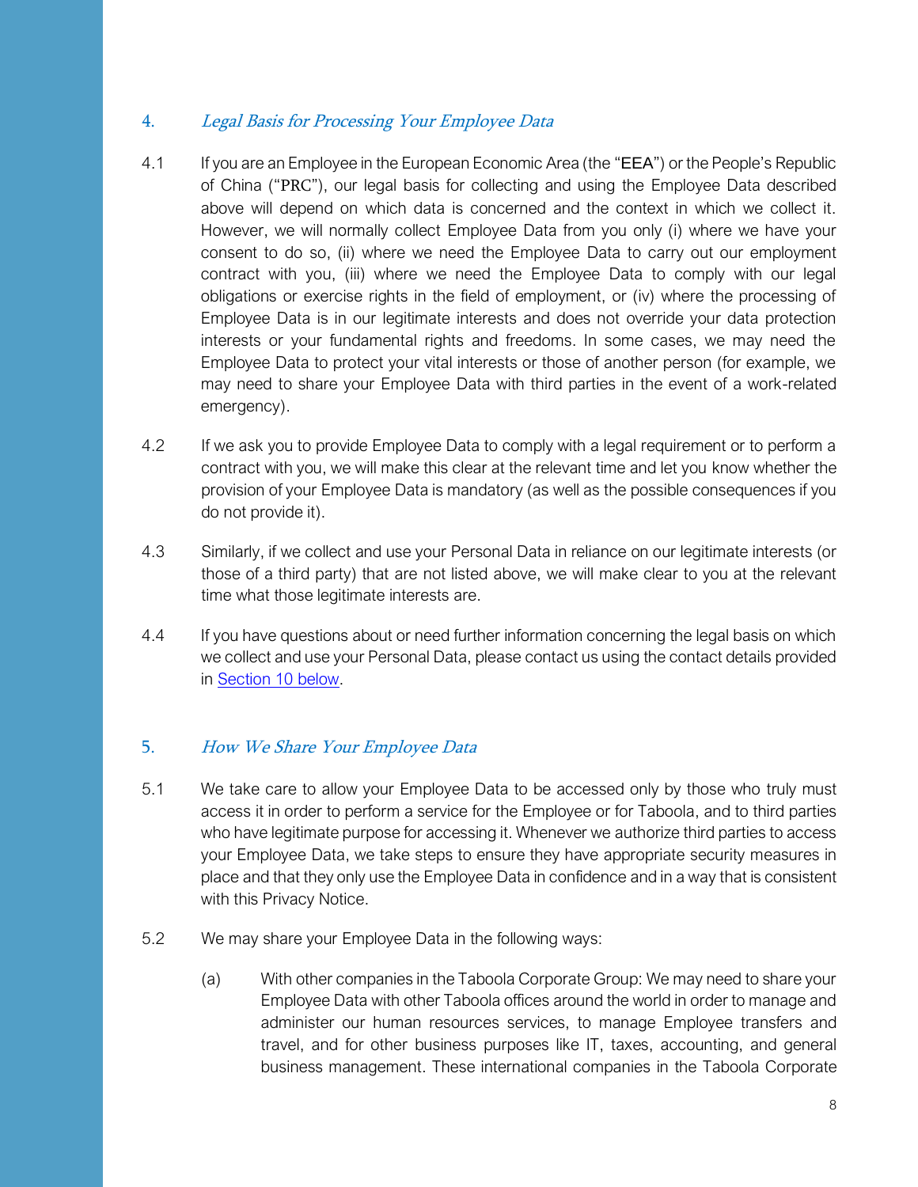## 4. *Legal Basis for Processing Your Employee Data*

4.1 If you are an Employee in the European Economic Area (the "EEA") or the People's Republic of China ("PRC"), our legal basis for collecting and using the Employee Data described above will depend on which data is concerned and the context in which we collect it. However, we will normally collect Employee Data from you only (i) where we have your consent to do so, (ii) where we need the Employee Data to carry out our employment contract with you, (iii) where we need the Employee Data to comply with our legal obligations or exercise rights in the field of employment, or (iv) where the processing of Employee Data is in our legitimate interests and does not override your data protection interests or your fundamental rights and freedoms. In some cases, we may need the Employee Data to protect your vital interests or those of another person (for example, we may need to share your Employee Data with third parties in the event of a work-related emergency).

4.2 If we ask you to provide Employee Data to comply with a legal requirement or to perform a contract with you, we will make this clear at the relevant time and let you know whether the provision of your Employee Data is mandatory (as well as the possible consequences if you do not provide it).

4.3 Similarly, if we collect and use your Personal Data in reliance on our legitimate interests (or those of a third party) that are not listed above, we will make clear to you at the relevant time what those legitimate interests are.

4.4 If you have questions about or need further information concerning the legal basis on which we collect and use your Personal Data, please contact us using the contact details provided in [Section 10 below](#).

## 5. *How We Share Your Employee Data*

5.1 We take care to allow your Employee Data to be accessed only by those who truly must access it in order to perform a service for the Employee or for Taboola, and to third parties who have legitimate purpose for accessing it. Whenever we authorize third parties to access your Employee Data, we take steps to ensure they have appropriate security measures in place and that they only use the Employee Data in confidence and in a way that is consistent with this Privacy Notice.

5.2 We may share your Employee Data in the following ways:

(a) With other companies in the Taboola Corporate Group: We may need to share your Employee Data with other Taboola offices around the world in order to manage and administer our human resources services, to manage Employee transfers and travel, and for other business purposes like IT, taxes, accounting, and general business management. These international companies in the Taboola Corporate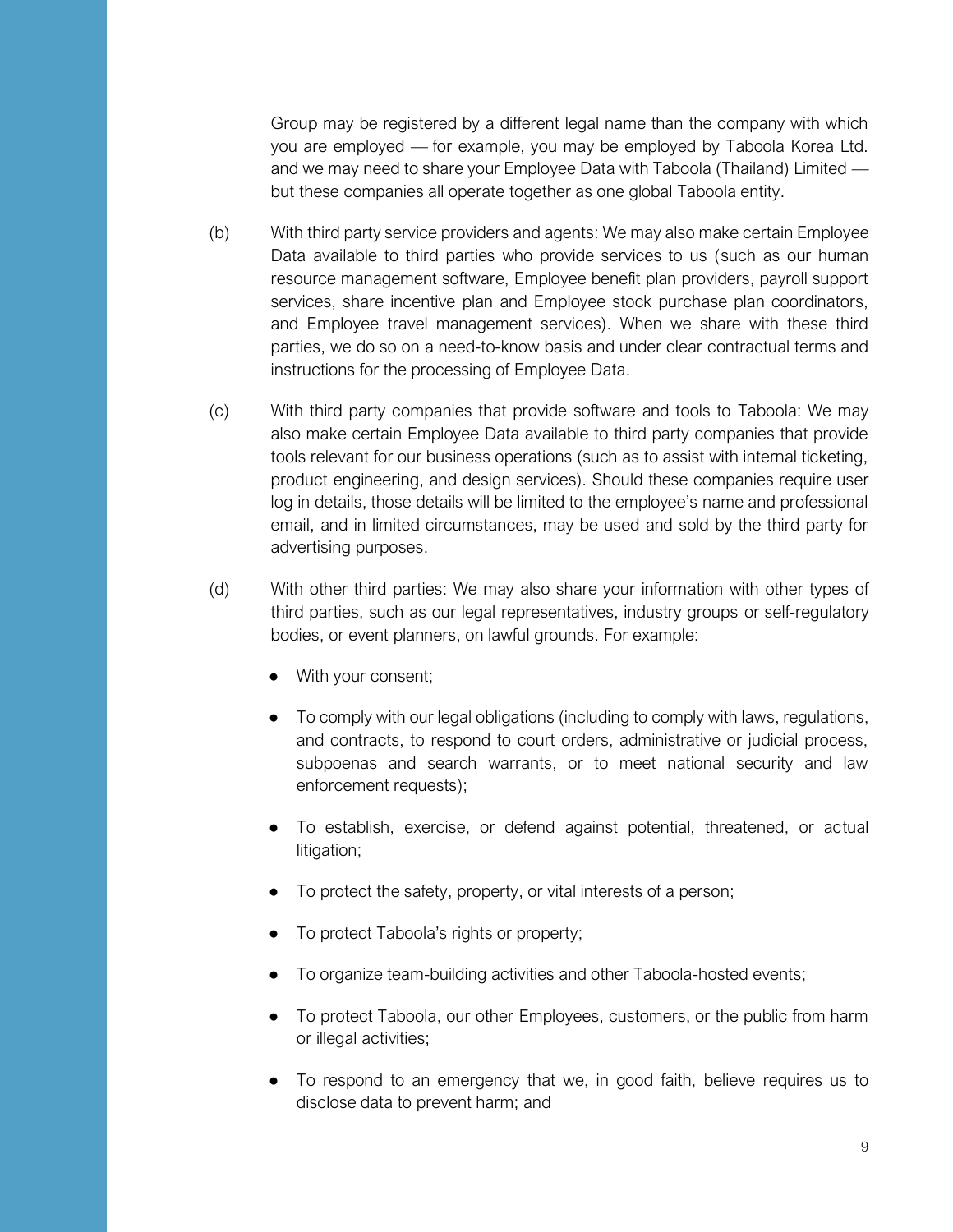Group may be registered by a different legal name than the company with which you are employed — for example, you may be employed by Taboola Korea Ltd. and we may need to share your Employee Data with Taboola (Thailand) Limited — but these companies all operate together as one global Taboola entity.

(b) With third party service providers and agents: We may also make certain Employee Data available to third parties who provide services to us (such as our human resource management software, Employee benefit plan providers, payroll support services, share incentive plan and Employee stock purchase plan coordinators, and Employee travel management services). When we share with these third parties, we do so on a need-to-know basis and under clear contractual terms and instructions for the processing of Employee Data.

(c) With third party companies that provide software and tools to Taboola: We may also make certain Employee Data available to third party companies that provide tools relevant for our business operations (such as to assist with internal ticketing, product engineering, and design services). Should these companies require user log in details, those details will be limited to the employee's name and professional email, and in limited circumstances, may be used and sold by the third party for advertising purposes.

(d) With other third parties: We may also share your information with other types of third parties, such as our legal representatives, industry groups or self-regulatory bodies, or event planners, on lawful grounds. For example:

- With your consent;
- To comply with our legal obligations (including to comply with laws, regulations, and contracts, to respond to court orders, administrative or judicial process, subpoenas and search warrants, or to meet national security and law enforcement requests);
- To establish, exercise, or defend against potential, threatened, or actual litigation;
- To protect the safety, property, or vital interests of a person;
- To protect Taboola's rights or property;
- To organize team-building activities and other Taboola-hosted events;
- To protect Taboola, our other Employees, customers, or the public from harm or illegal activities;
- To respond to an emergency that we, in good faith, believe requires us to disclose data to prevent harm; and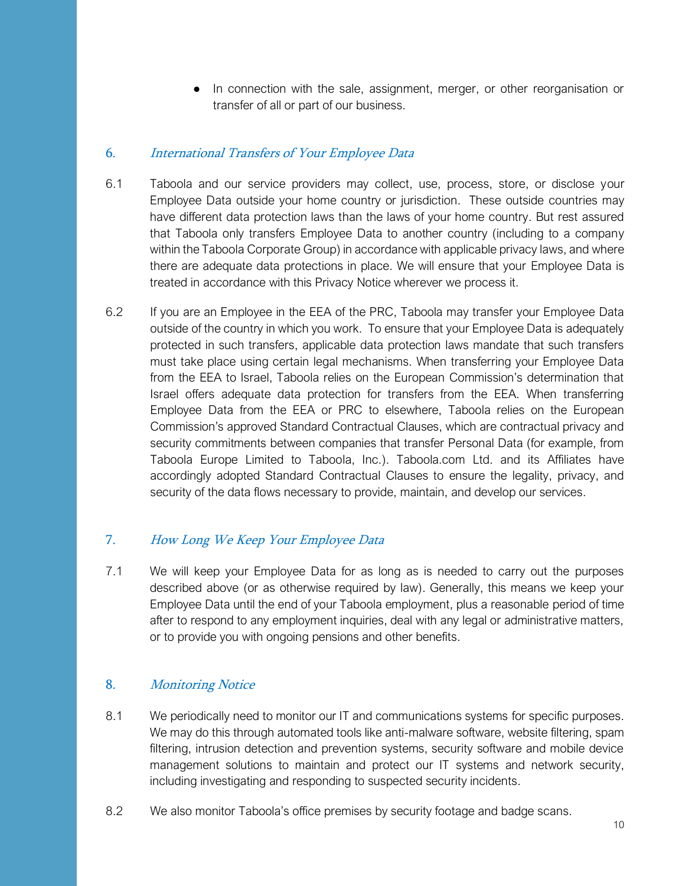- In connection with the sale, assignment, merger, or other reorganisation or transfer of all or part of our business.

## 6. *International Transfers of Your Employee Data*

6.1 Taboola and our service providers may collect, use, process, store, or disclose your Employee Data outside your home country or jurisdiction. These outside countries may have different data protection laws than the laws of your home country. But rest assured that Taboola only transfers Employee Data to another country (including to a company within the Taboola Corporate Group) in accordance with applicable privacy laws, and where there are adequate data protections in place. We will ensure that your Employee Data is treated in accordance with this Privacy Notice wherever we process it.

6.2 If you are an Employee in the EEA of the PRC, Taboola may transfer your Employee Data outside of the country in which you work. To ensure that your Employee Data is adequately protected in such transfers, applicable data protection laws mandate that such transfers must take place using certain legal mechanisms. When transferring your Employee Data from the EEA to Israel, Taboola relies on the European Commission's determination that Israel offers adequate data protection for transfers from the EEA. When transferring Employee Data from the EEA or PRC to elsewhere, Taboola relies on the European Commission's approved Standard Contractual Clauses, which are contractual privacy and security commitments between companies that transfer Personal Data (for example, from Taboola Europe Limited to Taboola, Inc.). Taboola.com Ltd. and its Affiliates have accordingly adopted Standard Contractual Clauses to ensure the legality, privacy, and security of the data flows necessary to provide, maintain, and develop our services.

## 7. *How Long We Keep Your Employee Data*

7.1 We will keep your Employee Data for as long as is needed to carry out the purposes described above (or as otherwise required by law). Generally, this means we keep your Employee Data until the end of your Taboola employment, plus a reasonable period of time after to respond to any employment inquiries, deal with any legal or administrative matters, or to provide you with ongoing pensions and other benefits.

## 8. *Monitoring Notice*

8.1 We periodically need to monitor our IT and communications systems for specific purposes. We may do this through automated tools like anti-malware software, website filtering, spam filtering, intrusion detection and prevention systems, security software and mobile device management solutions to maintain and protect our IT systems and network security, including investigating and responding to suspected security incidents.

8.2 We also monitor Taboola's office premises by security footage and badge scans.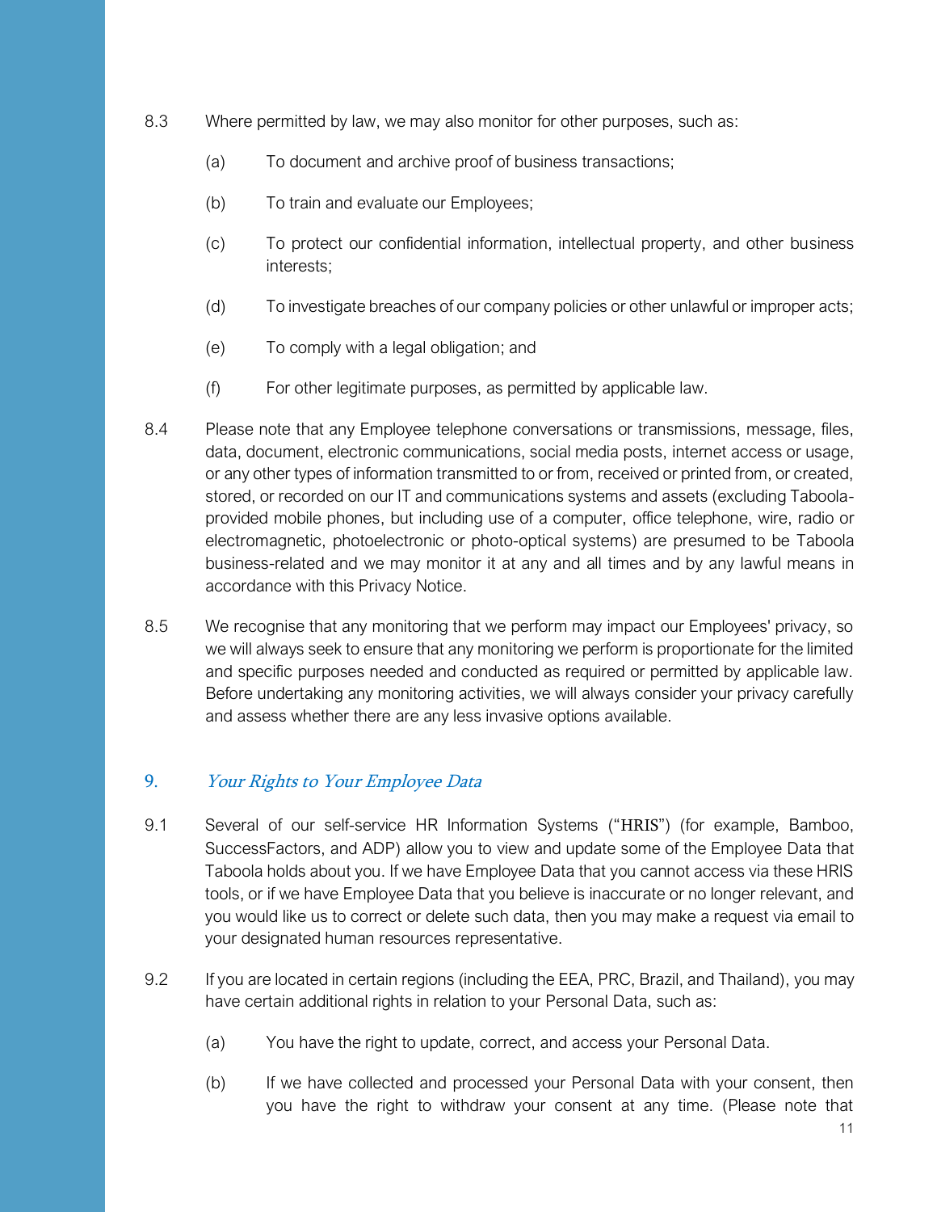8.3 Where permitted by law, we may also monitor for other purposes, such as:

(a) To document and archive proof of business transactions;

(b) To train and evaluate our Employees;

(c) To protect our confidential information, intellectual property, and other business interests;

(d) To investigate breaches of our company policies or other unlawful or improper acts;

(e) To comply with a legal obligation; and

(f) For other legitimate purposes, as permitted by applicable law.

8.4 Please note that any Employee telephone conversations or transmissions, message, files, data, document, electronic communications, social media posts, internet access or usage, or any other types of information transmitted to or from, received or printed from, or created, stored, or recorded on our IT and communications systems and assets (excluding Taboola-provided mobile phones, but including use of a computer, office telephone, wire, radio or electromagnetic, photoelectronic or photo-optical systems) are presumed to be Taboola business-related and we may monitor it at any and all times and by any lawful means in accordance with this Privacy Notice.

8.5 We recognise that any monitoring that we perform may impact our Employees' privacy, so we will always seek to ensure that any monitoring we perform is proportionate for the limited and specific purposes needed and conducted as required or permitted by applicable law. Before undertaking any monitoring activities, we will always consider your privacy carefully and assess whether there are any less invasive options available.

## 9. *Your Rights to Your Employee Data*

9.1 Several of our self-service HR Information Systems ("HRIS") (for example, Bamboo, SuccessFactors, and ADP) allow you to view and update some of the Employee Data that Taboola holds about you. If we have Employee Data that you cannot access via these HRIS tools, or if we have Employee Data that you believe is inaccurate or no longer relevant, and you would like us to correct or delete such data, then you may make a request via email to your designated human resources representative.

9.2 If you are located in certain regions (including the EEA, PRC, Brazil, and Thailand), you may have certain additional rights in relation to your Personal Data, such as:

(a) You have the right to update, correct, and access your Personal Data.

(b) If we have collected and processed your Personal Data with your consent, then you have the right to withdraw your consent at any time. (Please note that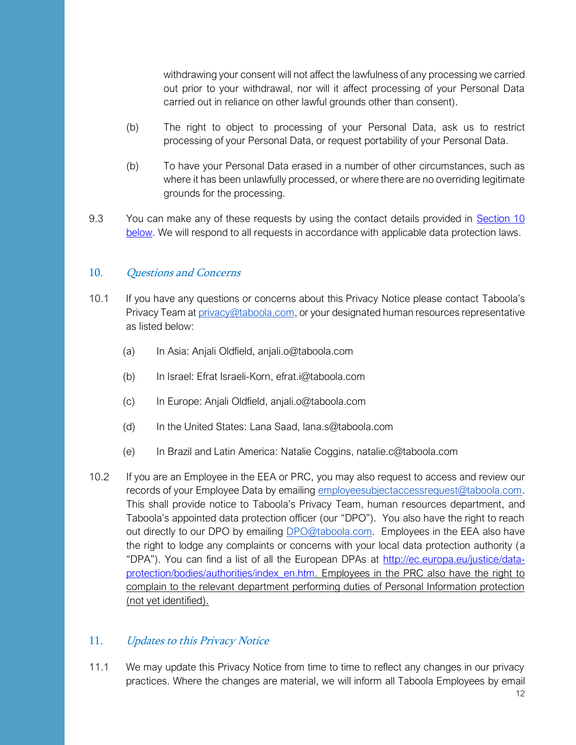withdrawing your consent will not affect the lawfulness of any processing we carried out prior to your withdrawal, nor will it affect processing of your Personal Data carried out in reliance on other lawful grounds other than consent).

(b) The right to object to processing of your Personal Data, ask us to restrict processing of your Personal Data, or request portability of your Personal Data.

(b) To have your Personal Data erased in a number of other circumstances, such as where it has been unlawfully processed, or where there are no overriding legitimate grounds for the processing.

9.3 You can make any of these requests by using the contact details provided in [Section 10 below](#). We will respond to all requests in accordance with applicable data protection laws.

## 10. *Questions and Concerns*

10.1 If you have any questions or concerns about this Privacy Notice please contact Taboola's Privacy Team at [privacy@taboola.com](mailto:privacy@taboola.com), or your designated human resources representative as listed below:

(a) In Asia: Anjali Oldfield, anjali.o@taboola.com

(b) In Israel: Efrat Israeli-Korn, efrat.i@taboola.com

(c) In Europe: Anjali Oldfield, anjali.o@taboola.com

(d) In the United States: Lana Saad, lana.s@taboola.com

(e) In Brazil and Latin America: Natalie Coggins, natalie.c@taboola.com

10.2 If you are an Employee in the EEA or PRC, you may also request to access and review our records of your Employee Data by emailing [employeesubjectaccessrequest@taboola.com](mailto:employeesubjectaccessrequest@taboola.com). This shall provide notice to Taboola's Privacy Team, human resources department, and Taboola's appointed data protection officer (our "DPO"). You also have the right to reach out directly to our DPO by emailing [DPO@taboola.com](mailto:DPO@taboola.com). Employees in the EEA also have the right to lodge any complaints or concerns with your local data protection authority (a "DPA"). You can find a list of all the European DPAs at [http://ec.europa.eu/justice/data-protection/bodies/authorities/index_en.htm](http://ec.europa.eu/justice/data-protection/bodies/authorities/index_en.htm). Employees in the PRC also have the right to complain to the relevant department performing duties of Personal Information protection (not yet identified).

## 11. *Updates to this Privacy Notice*

11.1 We may update this Privacy Notice from time to time to reflect any changes in our privacy practices. Where the changes are material, we will inform all Taboola Employees by email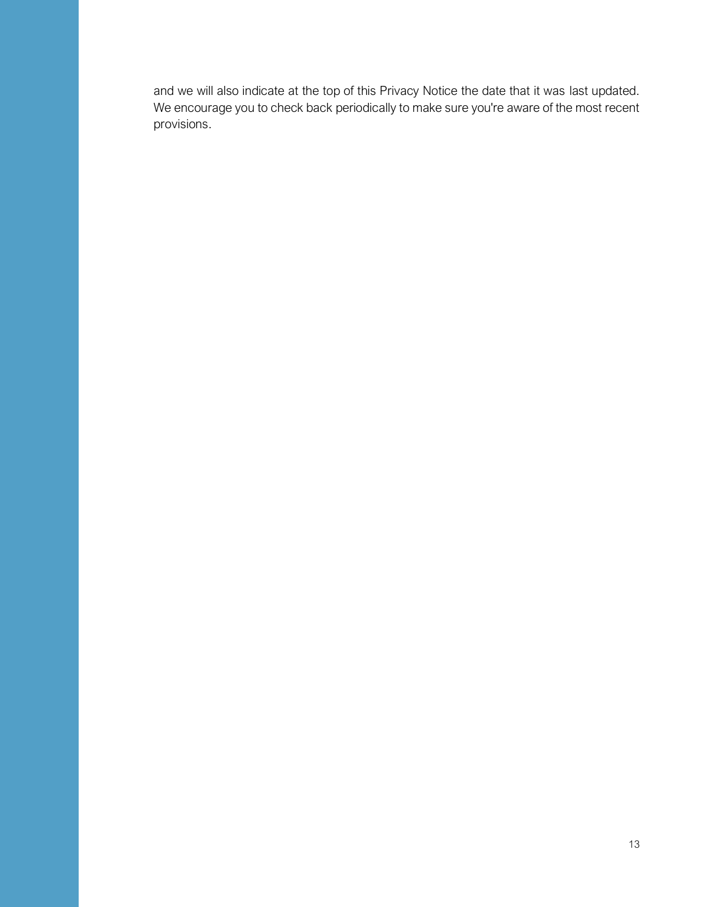and we will also indicate at the top of this Privacy Notice the date that it was last updated. We encourage you to check back periodically to make sure you're aware of the most recent provisions.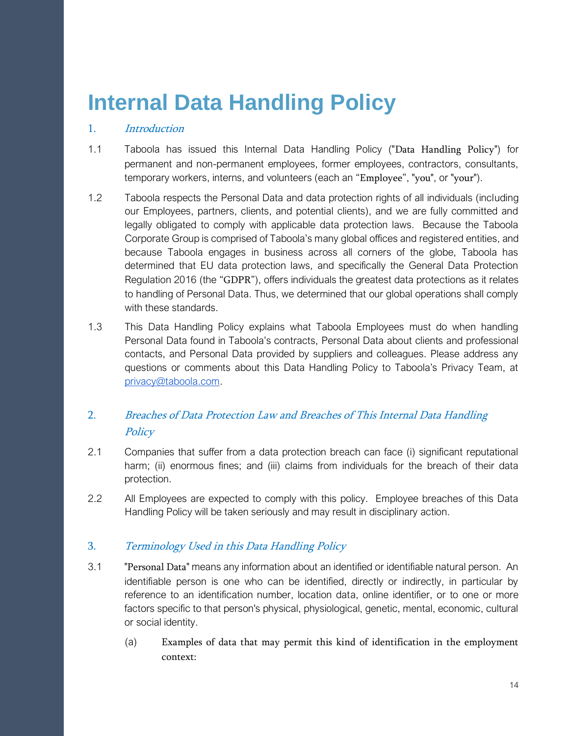# Internal Data Handling Policy

## 1. *Introduction*

1.1 Taboola has issued this Internal Data Handling Policy ("Data Handling Policy") for permanent and non-permanent employees, former employees, contractors, consultants, temporary workers, interns, and volunteers (each an "Employee", "you", or "your").

1.2 Taboola respects the Personal Data and data protection rights of all individuals (including our Employees, partners, clients, and potential clients), and we are fully committed and legally obligated to comply with applicable data protection laws. Because the Taboola Corporate Group is comprised of Taboola's many global offices and registered entities, and because Taboola engages in business across all corners of the globe, Taboola has determined that EU data protection laws, and specifically the General Data Protection Regulation 2016 (the "GDPR"), offers individuals the greatest data protections as it relates to handling of Personal Data. Thus, we determined that our global operations shall comply with these standards.

1.3 This Data Handling Policy explains what Taboola Employees must do when handling Personal Data found in Taboola's contracts, Personal Data about clients and professional contacts, and Personal Data provided by suppliers and colleagues. Please address any questions or comments about this Data Handling Policy to Taboola's Privacy Team, at privacy@taboola.com.

## 2. *Breaches of Data Protection Law and Breaches of This Internal Data Handling Policy*

2.1 Companies that suffer from a data protection breach can face (i) significant reputational harm; (ii) enormous fines; and (iii) claims from individuals for the breach of their data protection.

2.2 All Employees are expected to comply with this policy. Employee breaches of this Data Handling Policy will be taken seriously and may result in disciplinary action.

## 3. *Terminology Used in this Data Handling Policy*

3.1 "Personal Data" means any information about an identified or identifiable natural person. An identifiable person is one who can be identified, directly or indirectly, in particular by reference to an identification number, location data, online identifier, or to one or more factors specific to that person's physical, physiological, genetic, mental, economic, cultural or social identity.

(a) Examples of data that may permit this kind of identification in the employment context: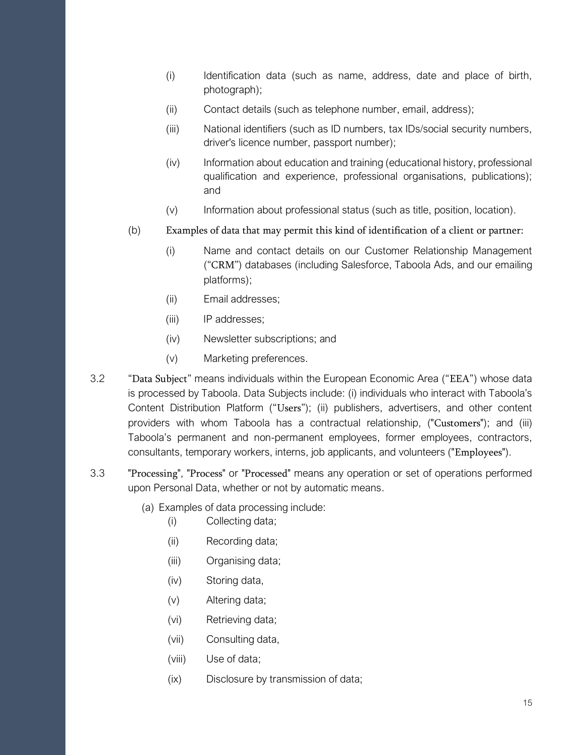(i) Identification data (such as name, address, date and place of birth, photograph);

(ii) Contact details (such as telephone number, email, address);

(iii) National identifiers (such as ID numbers, tax IDs/social security numbers, driver's licence number, passport number);

(iv) Information about education and training (educational history, professional qualification and experience, professional organisations, publications); and

(v) Information about professional status (such as title, position, location).

(b) Examples of data that may permit this kind of identification of a client or partner:

(i) Name and contact details on our Customer Relationship Management ("CRM") databases (including Salesforce, Taboola Ads, and our emailing platforms);

(ii) Email addresses;

(iii) IP addresses;

(iv) Newsletter subscriptions; and

(v) Marketing preferences.

3.2 "Data Subject" means individuals within the European Economic Area ("EEA") whose data is processed by Taboola. Data Subjects include: (i) individuals who interact with Taboola's Content Distribution Platform ("Users"); (ii) publishers, advertisers, and other content providers with whom Taboola has a contractual relationship, ("Customers"); and (iii) Taboola's permanent and non-permanent employees, former employees, contractors, consultants, temporary workers, interns, job applicants, and volunteers ("Employees").

3.3 "Processing", "Process" or "Processed" means any operation or set of operations performed upon Personal Data, whether or not by automatic means.

(a) Examples of data processing include:

(i) Collecting data;

(ii) Recording data;

(iii) Organising data;

(iv) Storing data,

(v) Altering data;

(vi) Retrieving data;

(vii) Consulting data,

(viii) Use of data;

(ix) Disclosure by transmission of data;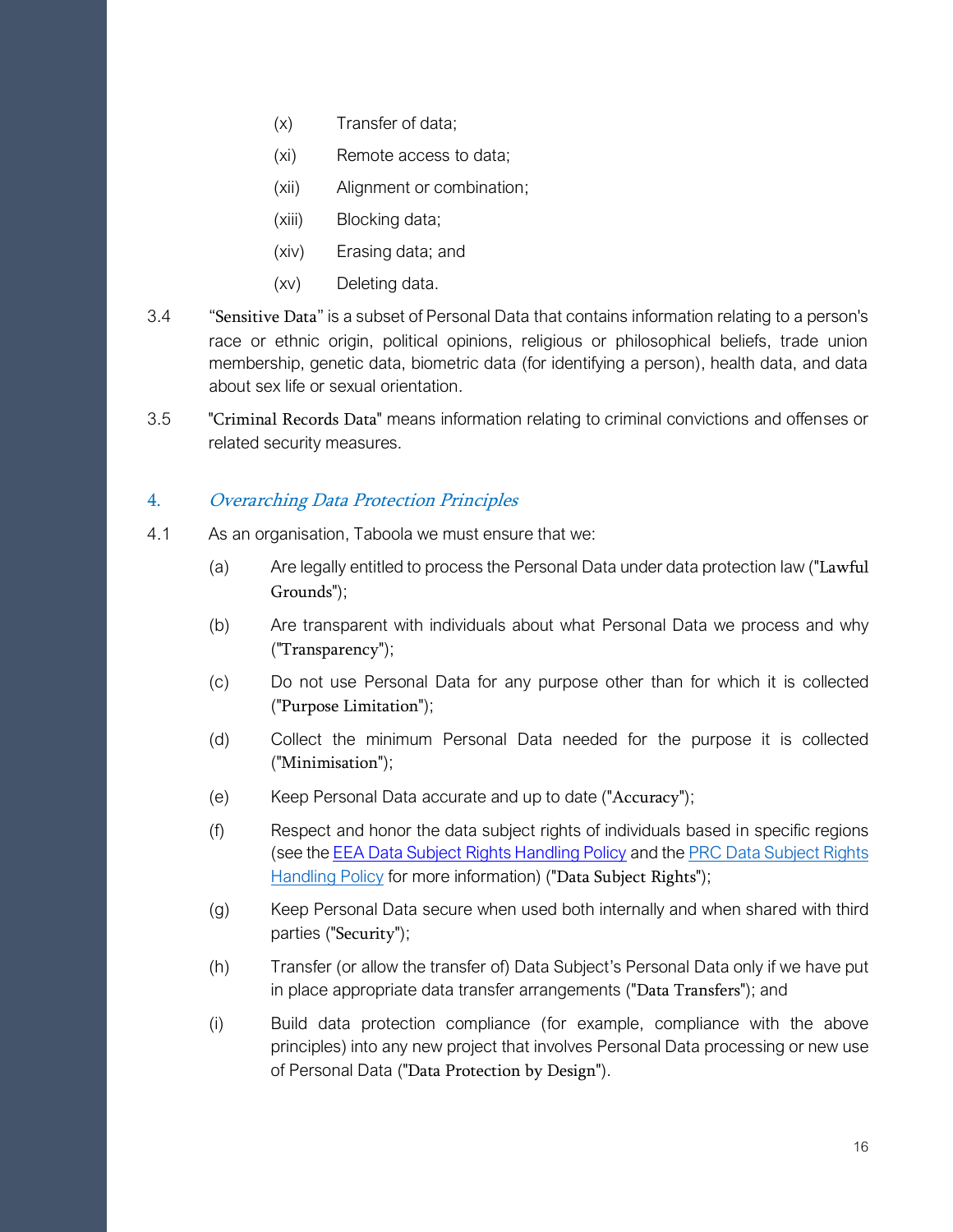(x) Transfer of data;

(xi) Remote access to data;

(xii) Alignment or combination;

(xiii) Blocking data;

(xiv) Erasing data; and

(xv) Deleting data.

3.4 "Sensitive Data" is a subset of Personal Data that contains information relating to a person's race or ethnic origin, political opinions, religious or philosophical beliefs, trade union membership, genetic data, biometric data (for identifying a person), health data, and data about sex life or sexual orientation.

3.5 "Criminal Records Data" means information relating to criminal convictions and offenses or related security measures.

## 4. *Overarching Data Protection Principles*

4.1 As an organisation, Taboola we must ensure that we:

(a) Are legally entitled to process the Personal Data under data protection law ("Lawful Grounds");

(b) Are transparent with individuals about what Personal Data we process and why ("Transparency");

(c) Do not use Personal Data for any purpose other than for which it is collected ("Purpose Limitation");

(d) Collect the minimum Personal Data needed for the purpose it is collected ("Minimisation");

(e) Keep Personal Data accurate and up to date ("Accuracy");

(f) Respect and honor the data subject rights of individuals based in specific regions (see the EEA Data Subject Rights Handling Policy and the PRC Data Subject Rights Handling Policy for more information) ("Data Subject Rights");

(g) Keep Personal Data secure when used both internally and when shared with third parties ("Security");

(h) Transfer (or allow the transfer of) Data Subject's Personal Data only if we have put in place appropriate data transfer arrangements ("Data Transfers"); and

(i) Build data protection compliance (for example, compliance with the above principles) into any new project that involves Personal Data processing or new use of Personal Data ("Data Protection by Design").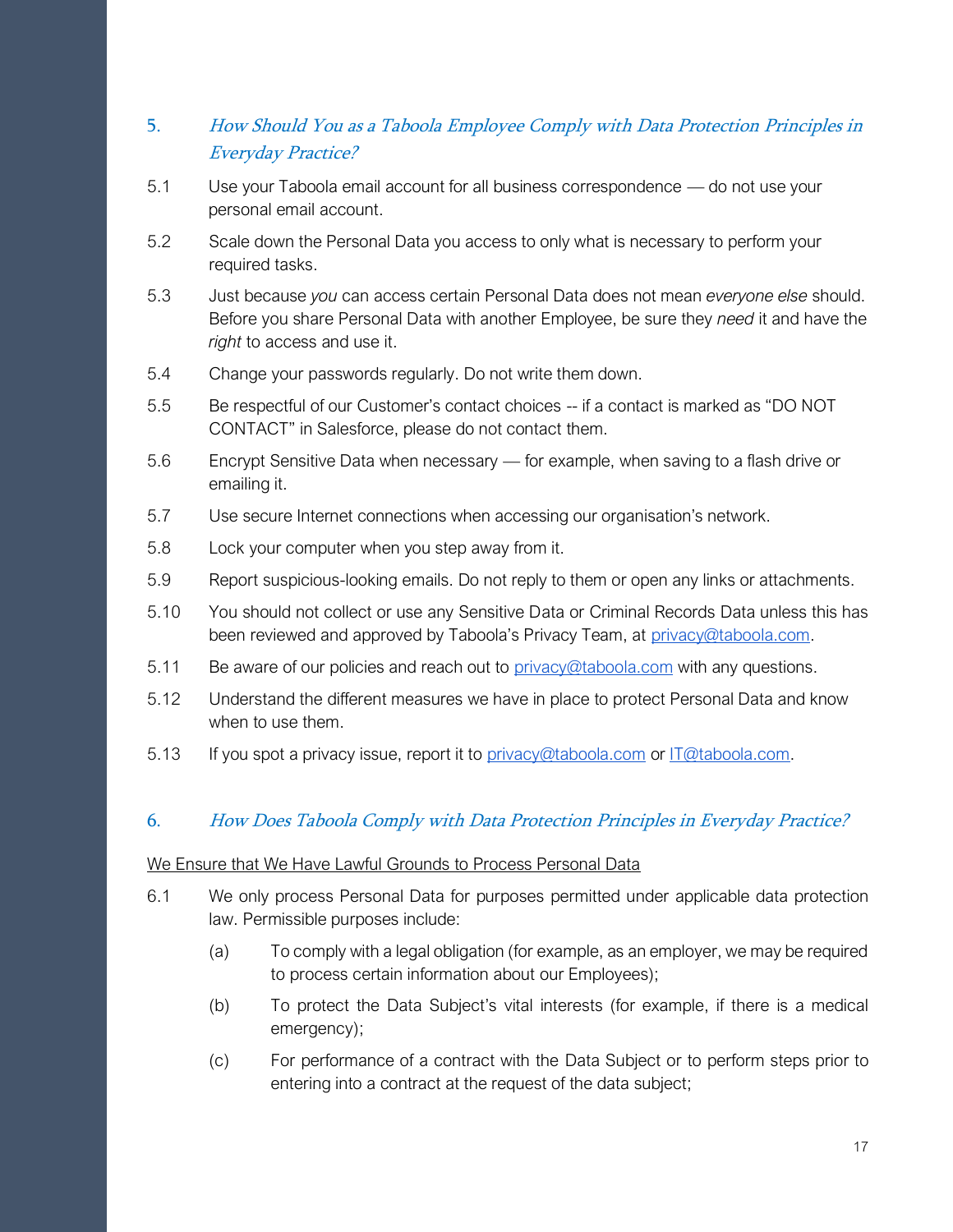## 5. *How Should You as a Taboola Employee Comply with Data Protection Principles in Everyday Practice?*

5.1 Use your Taboola email account for all business correspondence — do not use your personal email account.

5.2 Scale down the Personal Data you access to only what is necessary to perform your required tasks.

5.3 Just because *you* can access certain Personal Data does not mean *everyone else* should. Before you share Personal Data with another Employee, be sure they *need* it and have the *right* to access and use it.

5.4 Change your passwords regularly. Do not write them down.

5.5 Be respectful of our Customer's contact choices -- if a contact is marked as "DO NOT CONTACT" in Salesforce, please do not contact them.

5.6 Encrypt Sensitive Data when necessary — for example, when saving to a flash drive or emailing it.

5.7 Use secure Internet connections when accessing our organisation's network.

5.8 Lock your computer when you step away from it.

5.9 Report suspicious-looking emails. Do not reply to them or open any links or attachments.

5.10 You should not collect or use any Sensitive Data or Criminal Records Data unless this has been reviewed and approved by Taboola's Privacy Team, at privacy@taboola.com.

5.11 Be aware of our policies and reach out to privacy@taboola.com with any questions.

5.12 Understand the different measures we have in place to protect Personal Data and know when to use them.

5.13 If you spot a privacy issue, report it to privacy@taboola.com or IT@taboola.com.

## 6. *How Does Taboola Comply with Data Protection Principles in Everyday Practice?*

<u>We Ensure that We Have Lawful Grounds to Process Personal Data</u>

6.1 We only process Personal Data for purposes permitted under applicable data protection law. Permissible purposes include:

(a) To comply with a legal obligation (for example, as an employer, we may be required to process certain information about our Employees);

(b) To protect the Data Subject's vital interests (for example, if there is a medical emergency);

(c) For performance of a contract with the Data Subject or to perform steps prior to entering into a contract at the request of the data subject;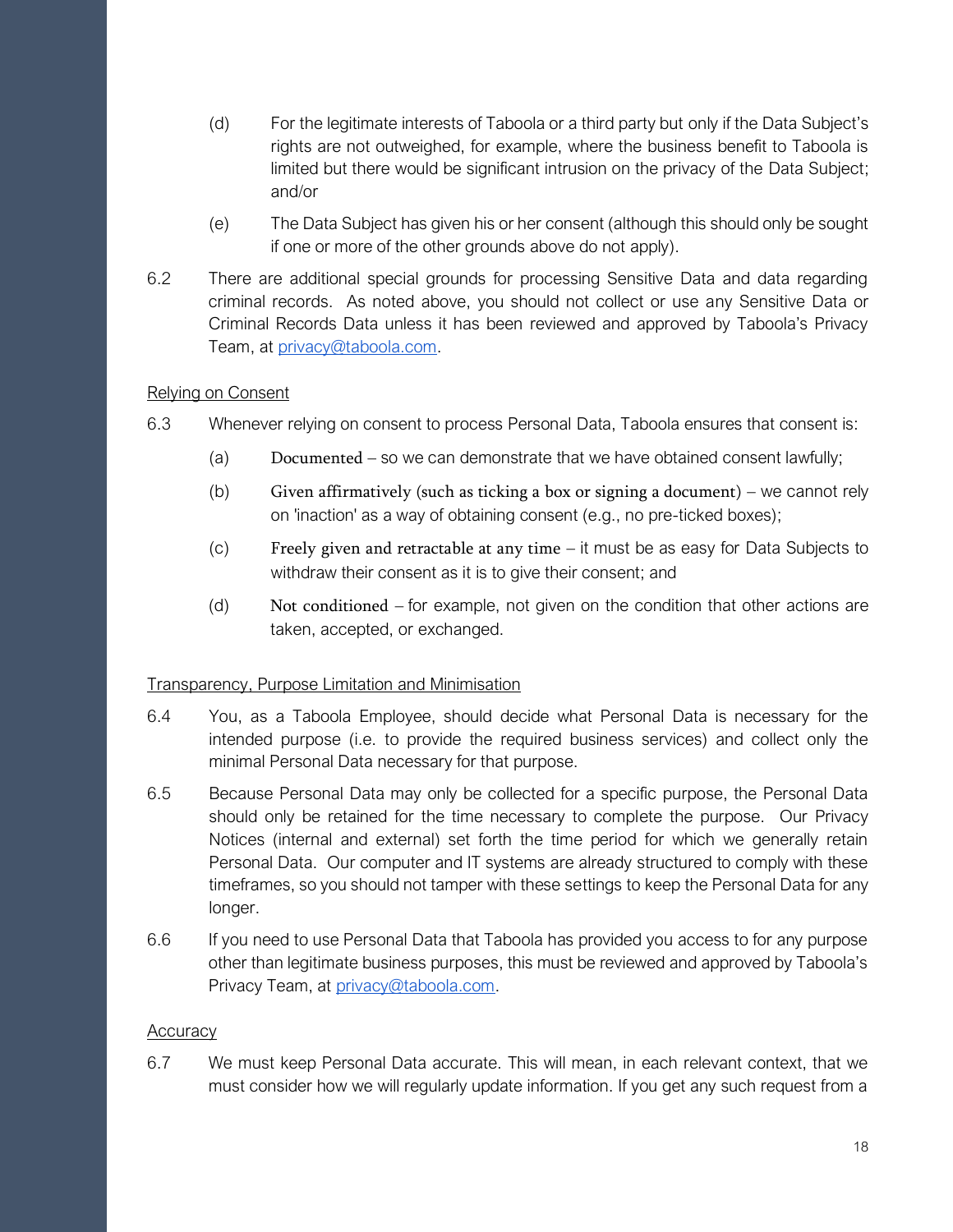(d) For the legitimate interests of Taboola or a third party but only if the Data Subject's rights are not outweighed, for example, where the business benefit to Taboola is limited but there would be significant intrusion on the privacy of the Data Subject; and/or

(e) The Data Subject has given his or her consent (although this should only be sought if one or more of the other grounds above do not apply).

6.2 There are additional special grounds for processing Sensitive Data and data regarding criminal records. As noted above, you should not collect or use any Sensitive Data or Criminal Records Data unless it has been reviewed and approved by Taboola's Privacy Team, at privacy@taboola.com.

Relying on Consent

6.3 Whenever relying on consent to process Personal Data, Taboola ensures that consent is:

(a) Documented – so we can demonstrate that we have obtained consent lawfully;

(b) Given affirmatively (such as ticking a box or signing a document) – we cannot rely on 'inaction' as a way of obtaining consent (e.g., no pre-ticked boxes);

(c) Freely given and retractable at any time – it must be as easy for Data Subjects to withdraw their consent as it is to give their consent; and

(d) Not conditioned – for example, not given on the condition that other actions are taken, accepted, or exchanged.

Transparency, Purpose Limitation and Minimisation

6.4 You, as a Taboola Employee, should decide what Personal Data is necessary for the intended purpose (i.e. to provide the required business services) and collect only the minimal Personal Data necessary for that purpose.

6.5 Because Personal Data may only be collected for a specific purpose, the Personal Data should only be retained for the time necessary to complete the purpose. Our Privacy Notices (internal and external) set forth the time period for which we generally retain Personal Data. Our computer and IT systems are already structured to comply with these timeframes, so you should not tamper with these settings to keep the Personal Data for any longer.

6.6 If you need to use Personal Data that Taboola has provided you access to for any purpose other than legitimate business purposes, this must be reviewed and approved by Taboola's Privacy Team, at privacy@taboola.com.

Accuracy

6.7 We must keep Personal Data accurate. This will mean, in each relevant context, that we must consider how we will regularly update information. If you get any such request from a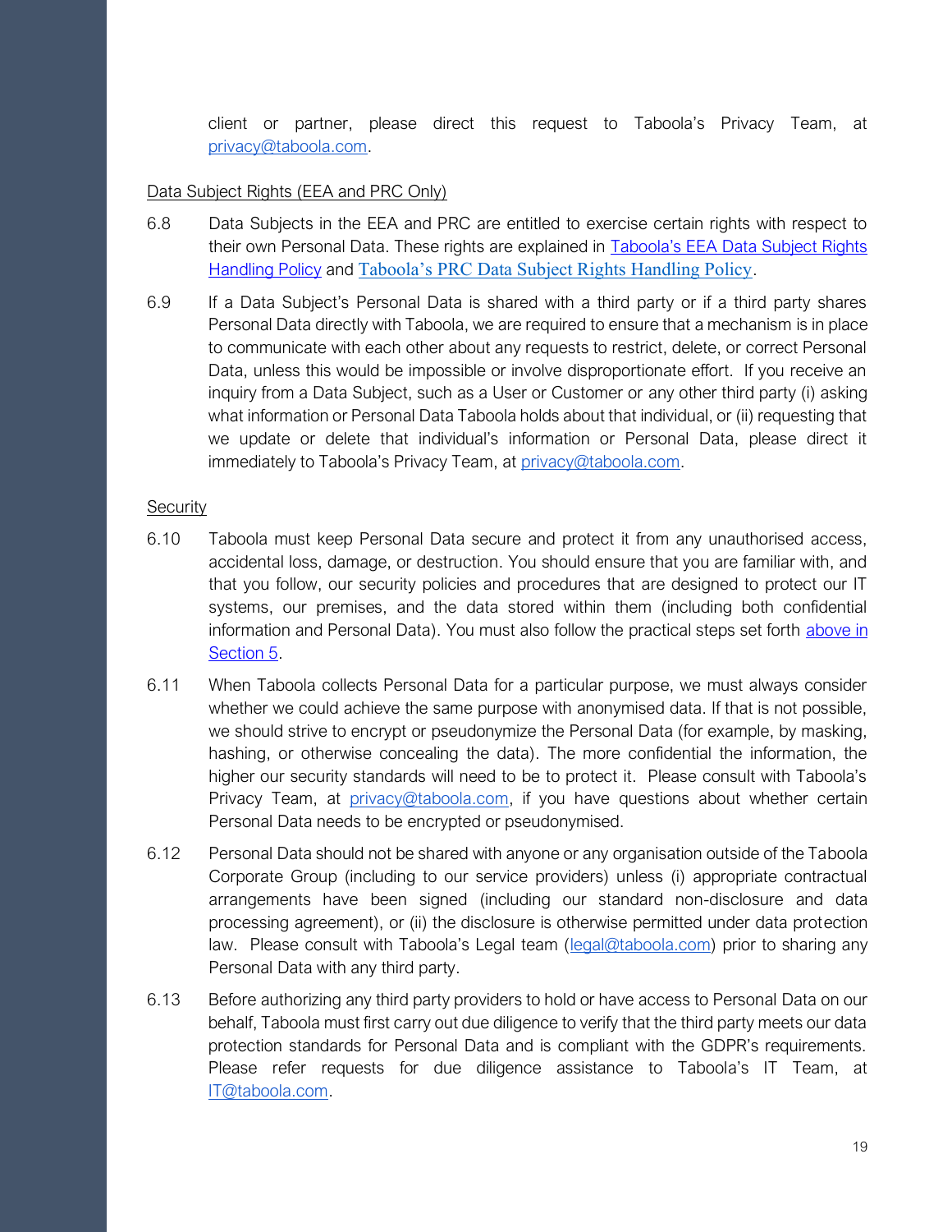client or partner, please direct this request to Taboola's Privacy Team, at privacy@taboola.com.

Data Subject Rights (EEA and PRC Only)

6.8 Data Subjects in the EEA and PRC are entitled to exercise certain rights with respect to their own Personal Data. These rights are explained in Taboola's EEA Data Subject Rights Handling Policy and Taboola's PRC Data Subject Rights Handling Policy.

6.9 If a Data Subject's Personal Data is shared with a third party or if a third party shares Personal Data directly with Taboola, we are required to ensure that a mechanism is in place to communicate with each other about any requests to restrict, delete, or correct Personal Data, unless this would be impossible or involve disproportionate effort. If you receive an inquiry from a Data Subject, such as a User or Customer or any other third party (i) asking what information or Personal Data Taboola holds about that individual, or (ii) requesting that we update or delete that individual's information or Personal Data, please direct it immediately to Taboola's Privacy Team, at privacy@taboola.com.

Security

6.10 Taboola must keep Personal Data secure and protect it from any unauthorised access, accidental loss, damage, or destruction. You should ensure that you are familiar with, and that you follow, our security policies and procedures that are designed to protect our IT systems, our premises, and the data stored within them (including both confidential information and Personal Data). You must also follow the practical steps set forth above in Section 5.

6.11 When Taboola collects Personal Data for a particular purpose, we must always consider whether we could achieve the same purpose with anonymised data. If that is not possible, we should strive to encrypt or pseudonymize the Personal Data (for example, by masking, hashing, or otherwise concealing the data). The more confidential the information, the higher our security standards will need to be to protect it. Please consult with Taboola's Privacy Team, at privacy@taboola.com, if you have questions about whether certain Personal Data needs to be encrypted or pseudonymised.

6.12 Personal Data should not be shared with anyone or any organisation outside of the Taboola Corporate Group (including to our service providers) unless (i) appropriate contractual arrangements have been signed (including our standard non-disclosure and data processing agreement), or (ii) the disclosure is otherwise permitted under data protection law. Please consult with Taboola's Legal team (legal@taboola.com) prior to sharing any Personal Data with any third party.

6.13 Before authorizing any third party providers to hold or have access to Personal Data on our behalf, Taboola must first carry out due diligence to verify that the third party meets our data protection standards for Personal Data and is compliant with the GDPR's requirements. Please refer requests for due diligence assistance to Taboola's IT Team, at IT@taboola.com.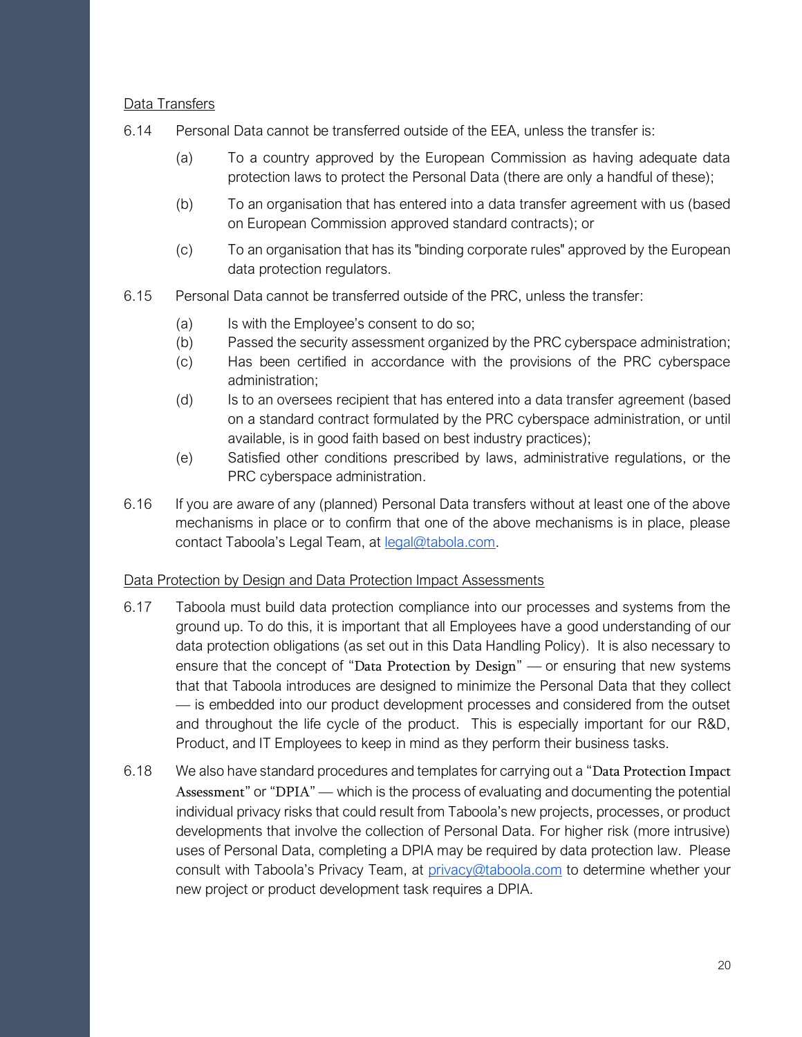Data Transfers

6.14 Personal Data cannot be transferred outside of the EEA, unless the transfer is:

(a) To a country approved by the European Commission as having adequate data protection laws to protect the Personal Data (there are only a handful of these);

(b) To an organisation that has entered into a data transfer agreement with us (based on European Commission approved standard contracts); or

(c) To an organisation that has its "binding corporate rules" approved by the European data protection regulators.

6.15 Personal Data cannot be transferred outside of the PRC, unless the transfer:

(a) Is with the Employee's consent to do so;
(b) Passed the security assessment organized by the PRC cyberspace administration;
(c) Has been certified in accordance with the provisions of the PRC cyberspace administration;
(d) Is to an oversees recipient that has entered into a data transfer agreement (based on a standard contract formulated by the PRC cyberspace administration, or until available, is in good faith based on best industry practices);
(e) Satisfied other conditions prescribed by laws, administrative regulations, or the PRC cyberspace administration.

6.16 If you are aware of any (planned) Personal Data transfers without at least one of the above mechanisms in place or to confirm that one of the above mechanisms is in place, please contact Taboola's Legal Team, at legal@taboola.com.

Data Protection by Design and Data Protection Impact Assessments

6.17 Taboola must build data protection compliance into our processes and systems from the ground up. To do this, it is important that all Employees have a good understanding of our data protection obligations (as set out in this Data Handling Policy). It is also necessary to ensure that the concept of "Data Protection by Design" — or ensuring that new systems that that Taboola introduces are designed to minimize the Personal Data that they collect — is embedded into our product development processes and considered from the outset and throughout the life cycle of the product. This is especially important for our R&D, Product, and IT Employees to keep in mind as they perform their business tasks.

6.18 We also have standard procedures and templates for carrying out a "Data Protection Impact Assessment" or "DPIA" — which is the process of evaluating and documenting the potential individual privacy risks that could result from Taboola's new projects, processes, or product developments that involve the collection of Personal Data. For higher risk (more intrusive) uses of Personal Data, completing a DPIA may be required by data protection law. Please consult with Taboola's Privacy Team, at privacy@taboola.com to determine whether your new project or product development task requires a DPIA.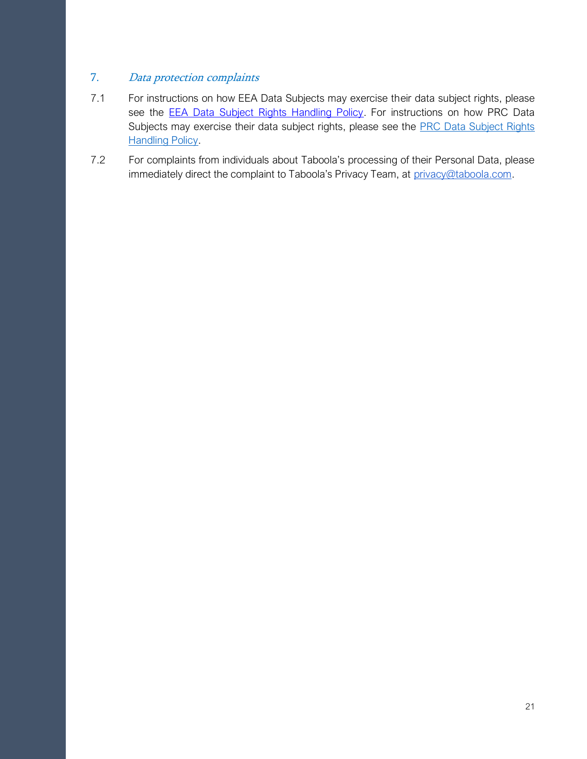## 7. *Data protection complaints*

7.1 For instructions on how EEA Data Subjects may exercise their data subject rights, please see the EEA Data Subject Rights Handling Policy. For instructions on how PRC Data Subjects may exercise their data subject rights, please see the PRC Data Subject Rights Handling Policy.

7.2 For complaints from individuals about Taboola's processing of their Personal Data, please immediately direct the complaint to Taboola's Privacy Team, at privacy@taboola.com.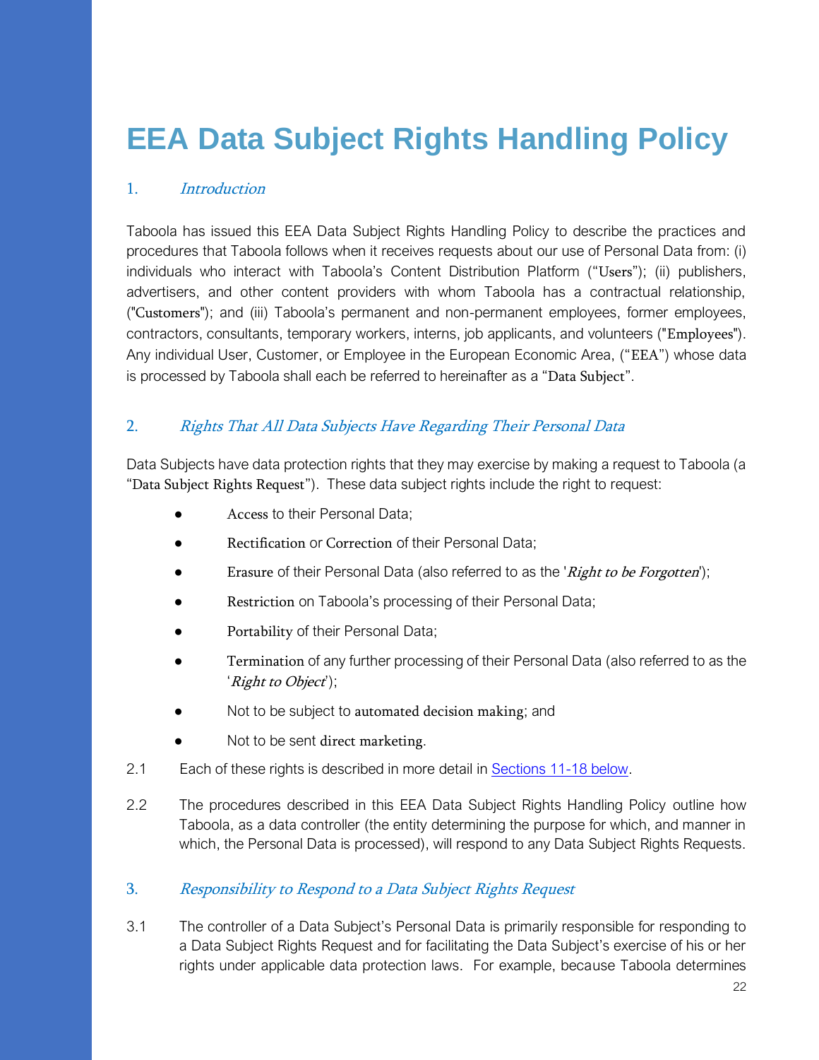# EEA Data Subject Rights Handling Policy

## 1. *Introduction*

Taboola has issued this EEA Data Subject Rights Handling Policy to describe the practices and procedures that Taboola follows when it receives requests about our use of Personal Data from: (i) individuals who interact with Taboola's Content Distribution Platform ("Users"); (ii) publishers, advertisers, and other content providers with whom Taboola has a contractual relationship, ("Customers"); and (iii) Taboola's permanent and non-permanent employees, former employees, contractors, consultants, temporary workers, interns, job applicants, and volunteers ("Employees"). Any individual User, Customer, or Employee in the European Economic Area, ("EEA") whose data is processed by Taboola shall each be referred to hereinafter as a "Data Subject".

## 2. *Rights That All Data Subjects Have Regarding Their Personal Data*

Data Subjects have data protection rights that they may exercise by making a request to Taboola (a "Data Subject Rights Request"). These data subject rights include the right to request:

- Access to their Personal Data;
- Rectification or Correction of their Personal Data;
- Erasure of their Personal Data (also referred to as the '*Right to be Forgotten*');
- Restriction on Taboola's processing of their Personal Data;
- Portability of their Personal Data;
- Termination of any further processing of their Personal Data (also referred to as the '*Right to Object*');
- Not to be subject to automated decision making; and
- Not to be sent direct marketing.

2.1 Each of these rights is described in more detail in Sections 11-18 below.

2.2 The procedures described in this EEA Data Subject Rights Handling Policy outline how Taboola, as a data controller (the entity determining the purpose for which, and manner in which, the Personal Data is processed), will respond to any Data Subject Rights Requests.

## 3. *Responsibility to Respond to a Data Subject Rights Request*

3.1 The controller of a Data Subject's Personal Data is primarily responsible for responding to a Data Subject Rights Request and for facilitating the Data Subject's exercise of his or her rights under applicable data protection laws. For example, because Taboola determines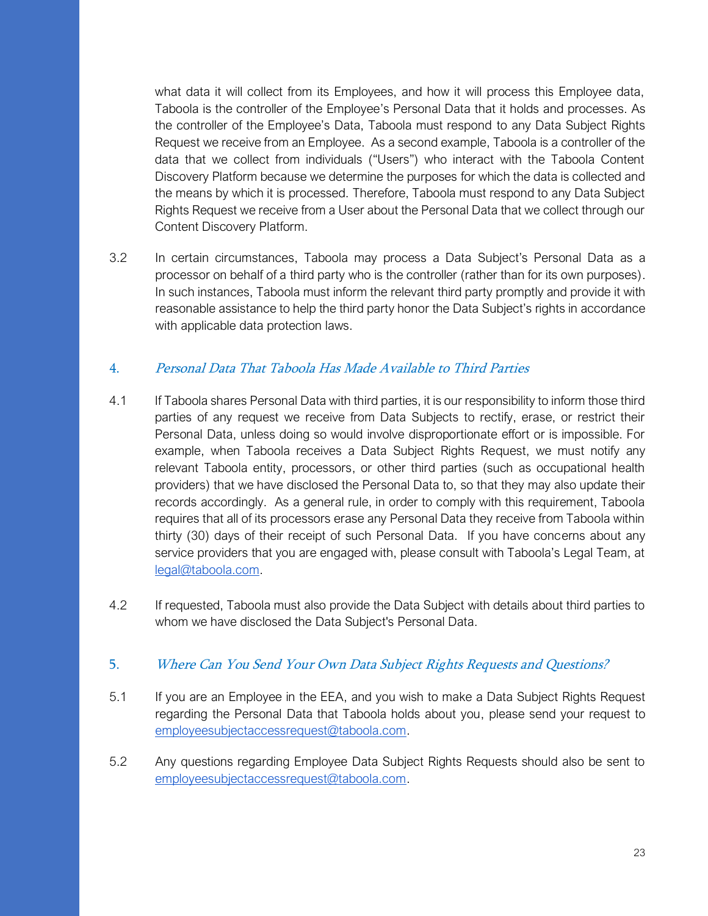what data it will collect from its Employees, and how it will process this Employee data, Taboola is the controller of the Employee's Personal Data that it holds and processes. As the controller of the Employee's Data, Taboola must respond to any Data Subject Rights Request we receive from an Employee. As a second example, Taboola is a controller of the data that we collect from individuals ("Users") who interact with the Taboola Content Discovery Platform because we determine the purposes for which the data is collected and the means by which it is processed. Therefore, Taboola must respond to any Data Subject Rights Request we receive from a User about the Personal Data that we collect through our Content Discovery Platform.

3.2 In certain circumstances, Taboola may process a Data Subject's Personal Data as a processor on behalf of a third party who is the controller (rather than for its own purposes). In such instances, Taboola must inform the relevant third party promptly and provide it with reasonable assistance to help the third party honor the Data Subject's rights in accordance with applicable data protection laws.

## 4. *Personal Data That Taboola Has Made Available to Third Parties*

4.1 If Taboola shares Personal Data with third parties, it is our responsibility to inform those third parties of any request we receive from Data Subjects to rectify, erase, or restrict their Personal Data, unless doing so would involve disproportionate effort or is impossible. For example, when Taboola receives a Data Subject Rights Request, we must notify any relevant Taboola entity, processors, or other third parties (such as occupational health providers) that we have disclosed the Personal Data to, so that they may also update their records accordingly. As a general rule, in order to comply with this requirement, Taboola requires that all of its processors erase any Personal Data they receive from Taboola within thirty (30) days of their receipt of such Personal Data. If you have concerns about any service providers that you are engaged with, please consult with Taboola's Legal Team, at legal@taboola.com.

4.2 If requested, Taboola must also provide the Data Subject with details about third parties to whom we have disclosed the Data Subject's Personal Data.

## 5. *Where Can You Send Your Own Data Subject Rights Requests and Questions?*

5.1 If you are an Employee in the EEA, and you wish to make a Data Subject Rights Request regarding the Personal Data that Taboola holds about you, please send your request to employeesubjectaccessrequest@taboola.com.

5.2 Any questions regarding Employee Data Subject Rights Requests should also be sent to employeesubjectaccessrequest@taboola.com.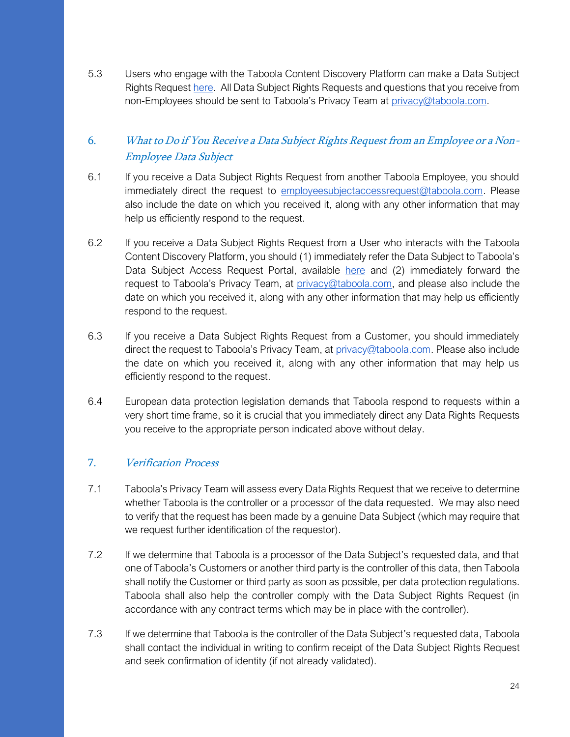5.3 Users who engage with the Taboola Content Discovery Platform can make a Data Subject Rights Request here. All Data Subject Rights Requests and questions that you receive from non-Employees should be sent to Taboola's Privacy Team at privacy@taboola.com.

## 6. *What to Do if You Receive a Data Subject Rights Request from an Employee or a Non-Employee Data Subject*

6.1 If you receive a Data Subject Rights Request from another Taboola Employee, you should immediately direct the request to employeesubjectaccessrequest@taboola.com. Please also include the date on which you received it, along with any other information that may help us efficiently respond to the request.

6.2 If you receive a Data Subject Rights Request from a User who interacts with the Taboola Content Discovery Platform, you should (1) immediately refer the Data Subject to Taboola's Data Subject Access Request Portal, available here and (2) immediately forward the request to Taboola's Privacy Team, at privacy@taboola.com, and please also include the date on which you received it, along with any other information that may help us efficiently respond to the request.

6.3 If you receive a Data Subject Rights Request from a Customer, you should immediately direct the request to Taboola's Privacy Team, at privacy@taboola.com. Please also include the date on which you received it, along with any other information that may help us efficiently respond to the request.

6.4 European data protection legislation demands that Taboola respond to requests within a very short time frame, so it is crucial that you immediately direct any Data Rights Requests you receive to the appropriate person indicated above without delay.

## 7. *Verification Process*

7.1 Taboola's Privacy Team will assess every Data Rights Request that we receive to determine whether Taboola is the controller or a processor of the data requested. We may also need to verify that the request has been made by a genuine Data Subject (which may require that we request further identification of the requestor).

7.2 If we determine that Taboola is a processor of the Data Subject's requested data, and that one of Taboola's Customers or another third party is the controller of this data, then Taboola shall notify the Customer or third party as soon as possible, per data protection regulations. Taboola shall also help the controller comply with the Data Subject Rights Request (in accordance with any contract terms which may be in place with the controller).

7.3 If we determine that Taboola is the controller of the Data Subject's requested data, Taboola shall contact the individual in writing to confirm receipt of the Data Subject Rights Request and seek confirmation of identity (if not already validated).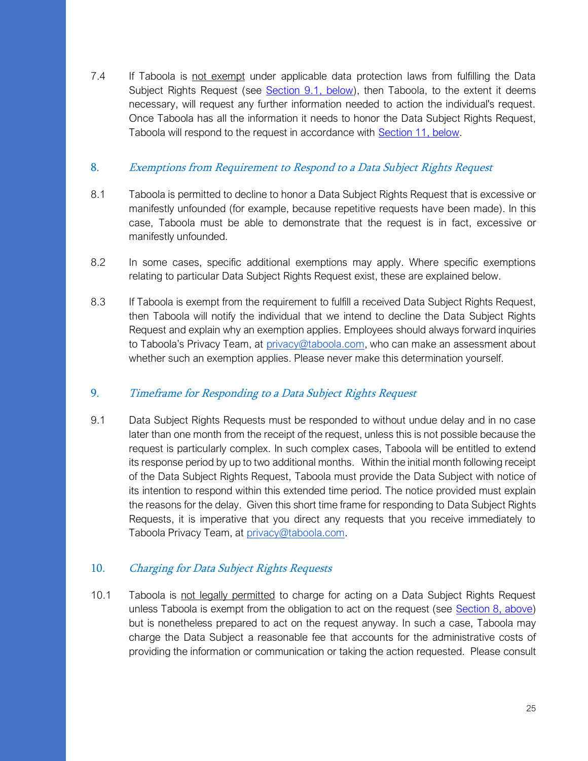7.4 If Taboola is <u>not exempt</u> under applicable data protection laws from fulfilling the Data Subject Rights Request (see [Section 9.1, below]), then Taboola, to the extent it deems necessary, will request any further information needed to action the individual's request. Once Taboola has all the information it needs to honor the Data Subject Rights Request, Taboola will respond to the request in accordance with [Section 11, below].

## 8. *Exemptions from Requirement to Respond to a Data Subject Rights Request*

8.1 Taboola is permitted to decline to honor a Data Subject Rights Request that is excessive or manifestly unfounded (for example, because repetitive requests have been made). In this case, Taboola must be able to demonstrate that the request is in fact, excessive or manifestly unfounded.

8.2 In some cases, specific additional exemptions may apply. Where specific exemptions relating to particular Data Subject Rights Request exist, these are explained below.

8.3 If Taboola is exempt from the requirement to fulfill a received Data Subject Rights Request, then Taboola will notify the individual that we intend to decline the Data Subject Rights Request and explain why an exemption applies. Employees should always forward inquiries to Taboola's Privacy Team, at privacy@taboola.com, who can make an assessment about whether such an exemption applies. Please never make this determination yourself.

## 9. *Timeframe for Responding to a Data Subject Rights Request*

9.1 Data Subject Rights Requests must be responded to without undue delay and in no case later than one month from the receipt of the request, unless this is not possible because the request is particularly complex. In such complex cases, Taboola will be entitled to extend its response period by up to two additional months. Within the initial month following receipt of the Data Subject Rights Request, Taboola must provide the Data Subject with notice of its intention to respond within this extended time period. The notice provided must explain the reasons for the delay. Given this short time frame for responding to Data Subject Rights Requests, it is imperative that you direct any requests that you receive immediately to Taboola Privacy Team, at privacy@taboola.com.

## 10. *Charging for Data Subject Rights Requests*

10.1 Taboola is <u>not legally permitted</u> to charge for acting on a Data Subject Rights Request unless Taboola is exempt from the obligation to act on the request (see [Section 8, above]) but is nonetheless prepared to act on the request anyway. In such a case, Taboola may charge the Data Subject a reasonable fee that accounts for the administrative costs of providing the information or communication or taking the action requested. Please consult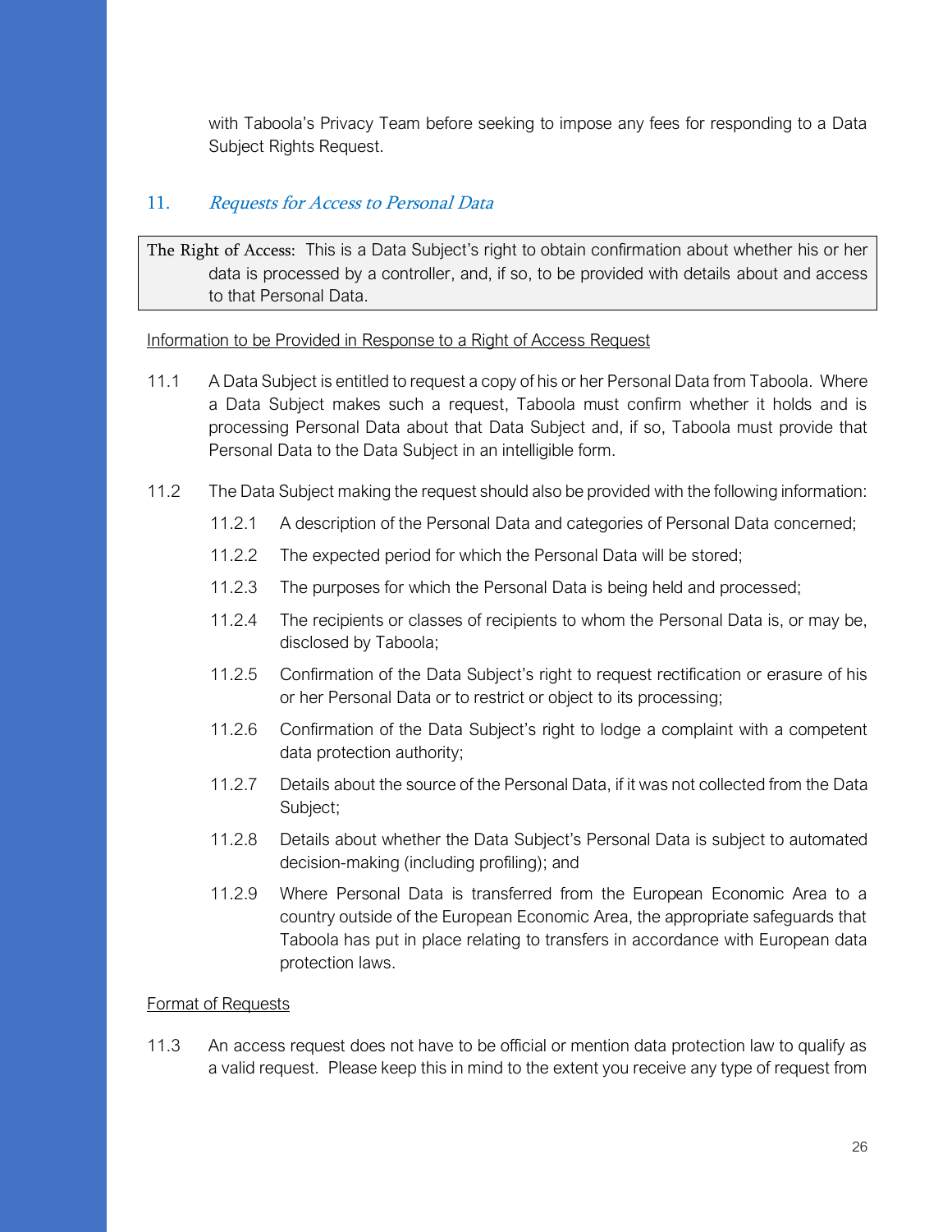with Taboola's Privacy Team before seeking to impose any fees for responding to a Data Subject Rights Request.

## 11. *Requests for Access to Personal Data*

> **The Right of Access:** This is a Data Subject's right to obtain confirmation about whether his or her data is processed by a controller, and, if so, to be provided with details about and access to that Personal Data.

<u>Information to be Provided in Response to a Right of Access Request</u>

11.1 A Data Subject is entitled to request a copy of his or her Personal Data from Taboola. Where a Data Subject makes such a request, Taboola must confirm whether it holds and is processing Personal Data about that Data Subject and, if so, Taboola must provide that Personal Data to the Data Subject in an intelligible form.

11.2 The Data Subject making the request should also be provided with the following information:

- 11.2.1 A description of the Personal Data and categories of Personal Data concerned;
- 11.2.2 The expected period for which the Personal Data will be stored;
- 11.2.3 The purposes for which the Personal Data is being held and processed;
- 11.2.4 The recipients or classes of recipients to whom the Personal Data is, or may be, disclosed by Taboola;
- 11.2.5 Confirmation of the Data Subject's right to request rectification or erasure of his or her Personal Data or to restrict or object to its processing;
- 11.2.6 Confirmation of the Data Subject's right to lodge a complaint with a competent data protection authority;
- 11.2.7 Details about the source of the Personal Data, if it was not collected from the Data Subject;
- 11.2.8 Details about whether the Data Subject's Personal Data is subject to automated decision-making (including profiling); and
- 11.2.9 Where Personal Data is transferred from the European Economic Area to a country outside of the European Economic Area, the appropriate safeguards that Taboola has put in place relating to transfers in accordance with European data protection laws.

<u>Format of Requests</u>

11.3 An access request does not have to be official or mention data protection law to qualify as a valid request. Please keep this in mind to the extent you receive any type of request from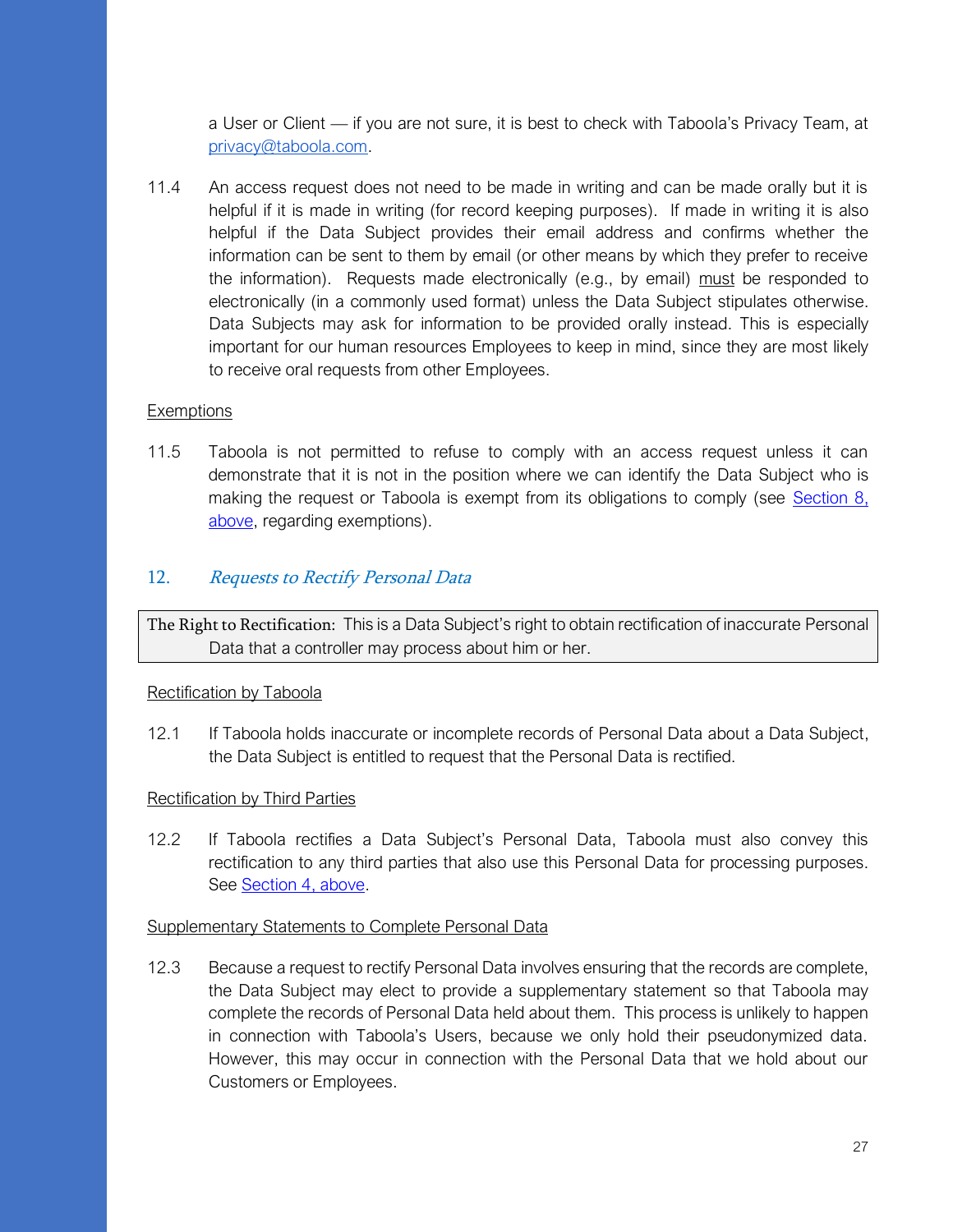a User or Client — if you are not sure, it is best to check with Taboola's Privacy Team, at [privacy@taboola.com](mailto:privacy@taboola.com).

11.4 An access request does not need to be made in writing and can be made orally but it is helpful if it is made in writing (for record keeping purposes). If made in writing it is also helpful if the Data Subject provides their email address and confirms whether the information can be sent to them by email (or other means by which they prefer to receive the information). Requests made electronically (e.g., by email) <u>must</u> be responded to electronically (in a commonly used format) unless the Data Subject stipulates otherwise. Data Subjects may ask for information to be provided orally instead. This is especially important for our human resources Employees to keep in mind, since they are most likely to receive oral requests from other Employees.

<u>Exemptions</u>

11.5 Taboola is not permitted to refuse to comply with an access request unless it can demonstrate that it is not in the position where we can identify the Data Subject who is making the request or Taboola is exempt from its obligations to comply (see [Section 8, above](#), regarding exemptions).

## 12. *Requests to Rectify Personal Data*

> The Right to Rectification: This is a Data Subject's right to obtain rectification of inaccurate Personal Data that a controller may process about him or her.

<u>Rectification by Taboola</u>

12.1 If Taboola holds inaccurate or incomplete records of Personal Data about a Data Subject, the Data Subject is entitled to request that the Personal Data is rectified.

<u>Rectification by Third Parties</u>

12.2 If Taboola rectifies a Data Subject's Personal Data, Taboola must also convey this rectification to any third parties that also use this Personal Data for processing purposes. See [Section 4, above](#).

<u>Supplementary Statements to Complete Personal Data</u>

12.3 Because a request to rectify Personal Data involves ensuring that the records are complete, the Data Subject may elect to provide a supplementary statement so that Taboola may complete the records of Personal Data held about them. This process is unlikely to happen in connection with Taboola's Users, because we only hold their pseudonymized data. However, this may occur in connection with the Personal Data that we hold about our Customers or Employees.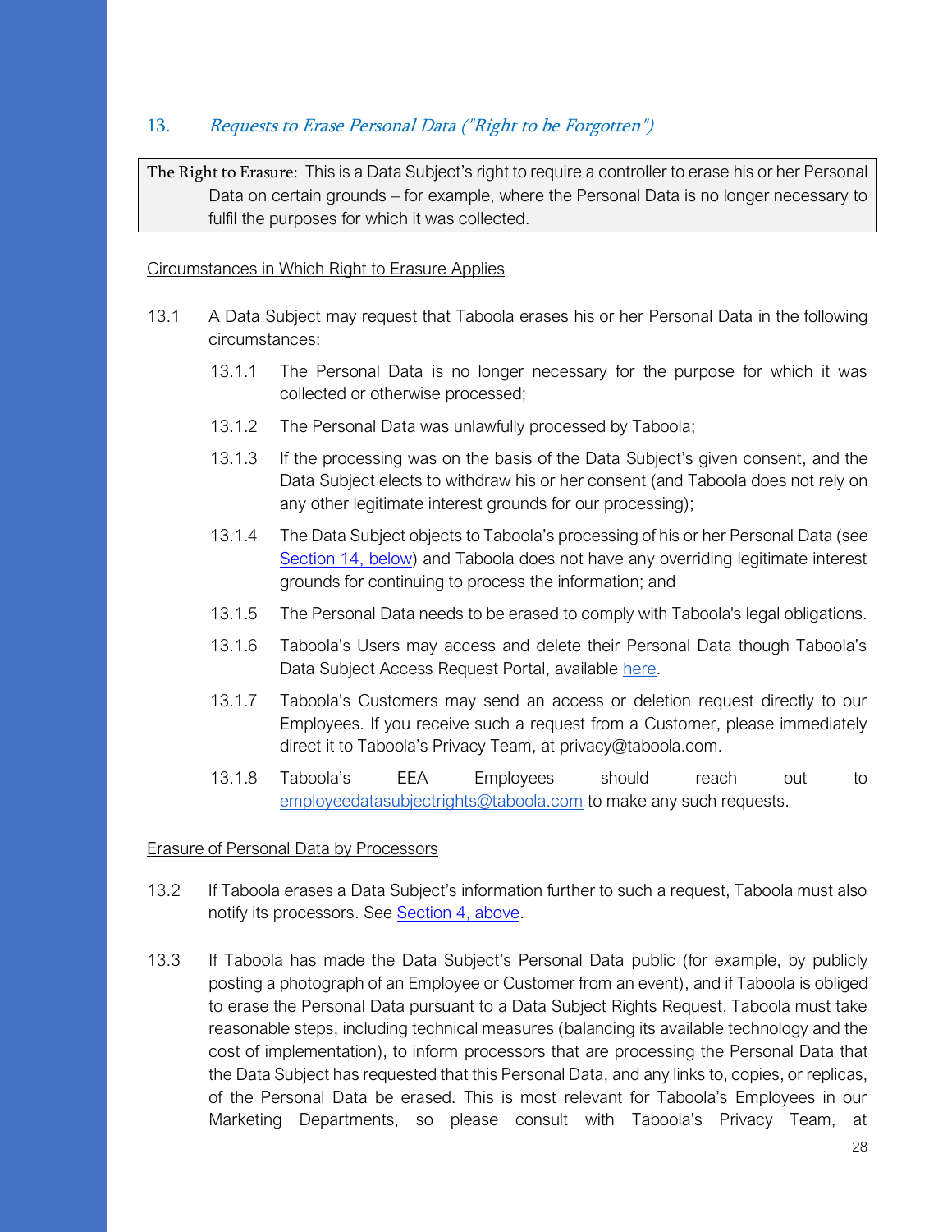## 13. *Requests to Erase Personal Data ("Right to be Forgotten")*

> The Right to Erasure: This is a Data Subject's right to require a controller to erase his or her Personal Data on certain grounds – for example, where the Personal Data is no longer necessary to fulfil the purposes for which it was collected.

Circumstances in Which Right to Erasure Applies

13.1 A Data Subject may request that Taboola erases his or her Personal Data in the following circumstances:

13.1.1 The Personal Data is no longer necessary for the purpose for which it was collected or otherwise processed;

13.1.2 The Personal Data was unlawfully processed by Taboola;

13.1.3 If the processing was on the basis of the Data Subject's given consent, and the Data Subject elects to withdraw his or her consent (and Taboola does not rely on any other legitimate interest grounds for our processing);

13.1.4 The Data Subject objects to Taboola's processing of his or her Personal Data (see Section 14, below) and Taboola does not have any overriding legitimate interest grounds for continuing to process the information; and

13.1.5 The Personal Data needs to be erased to comply with Taboola's legal obligations.

13.1.6 Taboola's Users may access and delete their Personal Data though Taboola's Data Subject Access Request Portal, available here.

13.1.7 Taboola's Customers may send an access or deletion request directly to our Employees. If you receive such a request from a Customer, please immediately direct it to Taboola's Privacy Team, at privacy@taboola.com.

13.1.8 Taboola's EEA Employees should reach out to employeedatasubjectrights@taboola.com to make any such requests.

Erasure of Personal Data by Processors

13.2 If Taboola erases a Data Subject's information further to such a request, Taboola must also notify its processors. See Section 4, above.

13.3 If Taboola has made the Data Subject's Personal Data public (for example, by publicly posting a photograph of an Employee or Customer from an event), and if Taboola is obliged to erase the Personal Data pursuant to a Data Subject Rights Request, Taboola must take reasonable steps, including technical measures (balancing its available technology and the cost of implementation), to inform processors that are processing the Personal Data that the Data Subject has requested that this Personal Data, and any links to, copies, or replicas, of the Personal Data be erased. This is most relevant for Taboola's Employees in our Marketing Departments, so please consult with Taboola's Privacy Team, at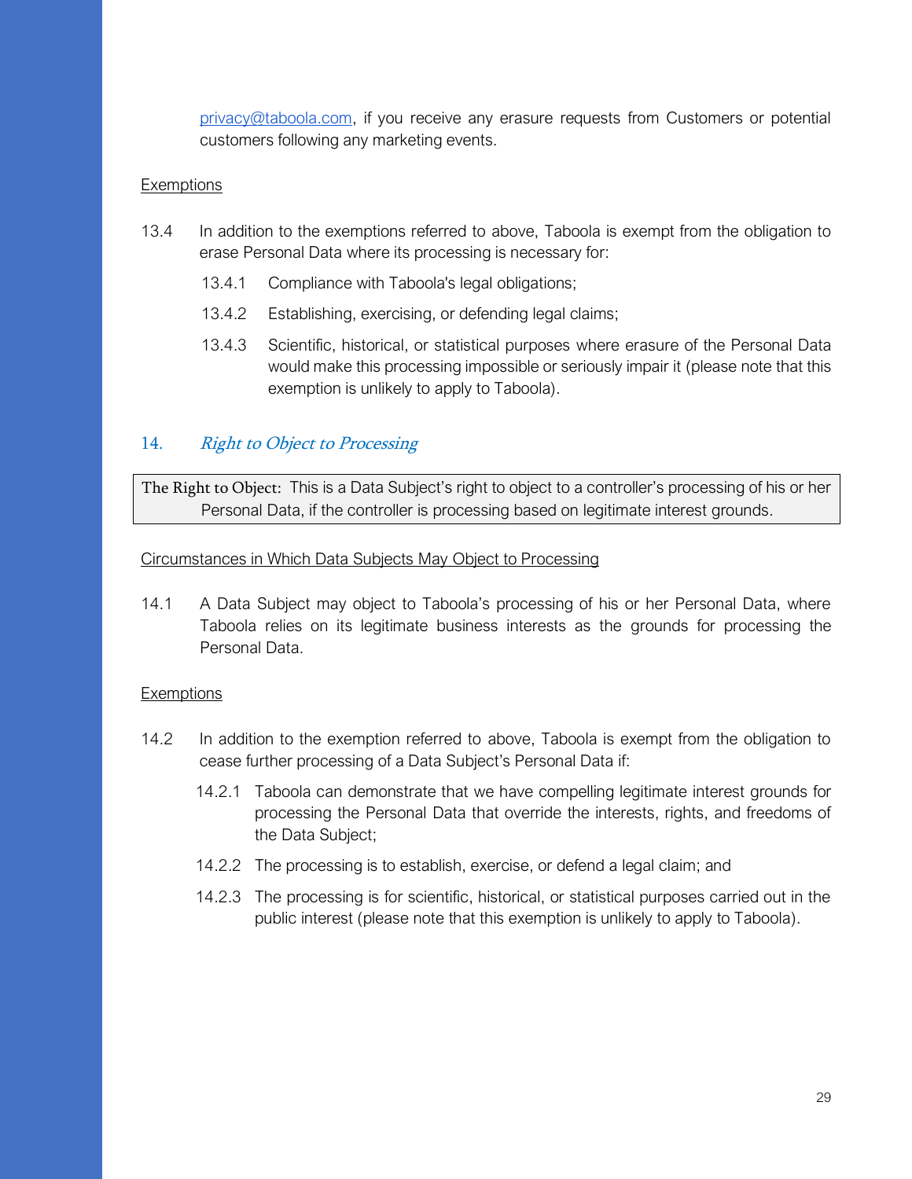[privacy@taboola.com](mailto:privacy@taboola.com), if you receive any erasure requests from Customers or potential customers following any marketing events.

Exemptions

13.4 In addition to the exemptions referred to above, Taboola is exempt from the obligation to erase Personal Data where its processing is necessary for:

13.4.1 Compliance with Taboola's legal obligations;

13.4.2 Establishing, exercising, or defending legal claims;

13.4.3 Scientific, historical, or statistical purposes where erasure of the Personal Data would make this processing impossible or seriously impair it (please note that this exemption is unlikely to apply to Taboola).

## 14. *Right to Object to Processing*

| The Right to Object: This is a Data Subject's right to object to a controller's processing of his or her Personal Data, if the controller is processing based on legitimate interest grounds. |
| --- |

Circumstances in Which Data Subjects May Object to Processing

14.1 A Data Subject may object to Taboola's processing of his or her Personal Data, where Taboola relies on its legitimate business interests as the grounds for processing the Personal Data.

Exemptions

14.2 In addition to the exemption referred to above, Taboola is exempt from the obligation to cease further processing of a Data Subject's Personal Data if:

14.2.1 Taboola can demonstrate that we have compelling legitimate interest grounds for processing the Personal Data that override the interests, rights, and freedoms of the Data Subject;

14.2.2 The processing is to establish, exercise, or defend a legal claim; and

14.2.3 The processing is for scientific, historical, or statistical purposes carried out in the public interest (please note that this exemption is unlikely to apply to Taboola).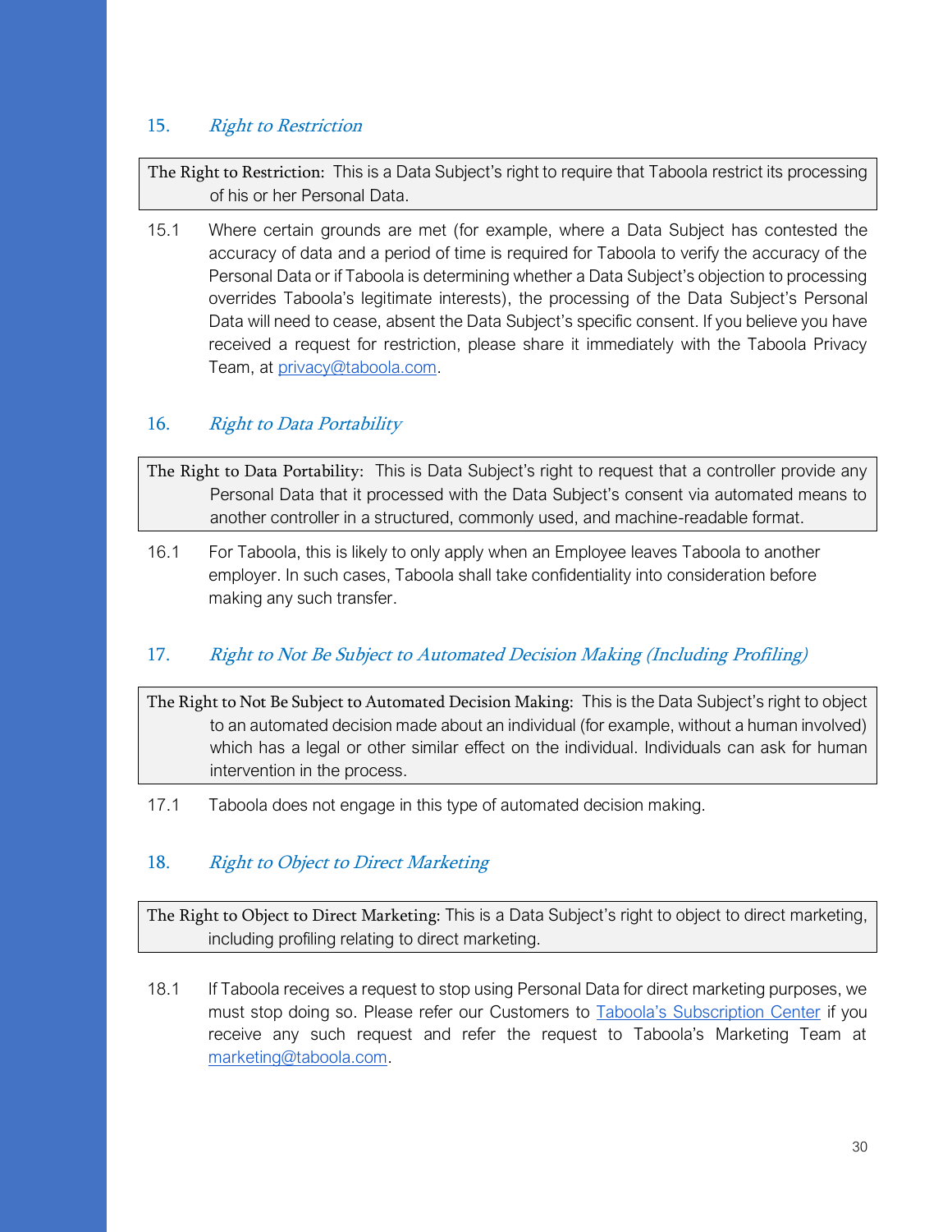## 15. *Right to Restriction*

> **The Right to Restriction:** This is a Data Subject's right to require that Taboola restrict its processing of his or her Personal Data.

15.1 Where certain grounds are met (for example, where a Data Subject has contested the accuracy of data and a period of time is required for Taboola to verify the accuracy of the Personal Data or if Taboola is determining whether a Data Subject's objection to processing overrides Taboola's legitimate interests), the processing of the Data Subject's Personal Data will need to cease, absent the Data Subject's specific consent. If you believe you have received a request for restriction, please share it immediately with the Taboola Privacy Team, at [privacy@taboola.com](mailto:privacy@taboola.com).

## 16. *Right to Data Portability*

> **The Right to Data Portability:** This is Data Subject's right to request that a controller provide any Personal Data that it processed with the Data Subject's consent via automated means to another controller in a structured, commonly used, and machine-readable format.

16.1 For Taboola, this is likely to only apply when an Employee leaves Taboola to another employer. In such cases, Taboola shall take confidentiality into consideration before making any such transfer.

## 17. *Right to Not Be Subject to Automated Decision Making (Including Profiling)*

> **The Right to Not Be Subject to Automated Decision Making:** This is the Data Subject's right to object to an automated decision made about an individual (for example, without a human involved) which has a legal or other similar effect on the individual. Individuals can ask for human intervention in the process.

17.1 Taboola does not engage in this type of automated decision making.

## 18. *Right to Object to Direct Marketing*

> **The Right to Object to Direct Marketing:** This is a Data Subject's right to object to direct marketing, including profiling relating to direct marketing.

18.1 If Taboola receives a request to stop using Personal Data for direct marketing purposes, we must stop doing so. Please refer our Customers to [Taboola's Subscription Center]() if you receive any such request and refer the request to Taboola's Marketing Team at [marketing@taboola.com](mailto:marketing@taboola.com).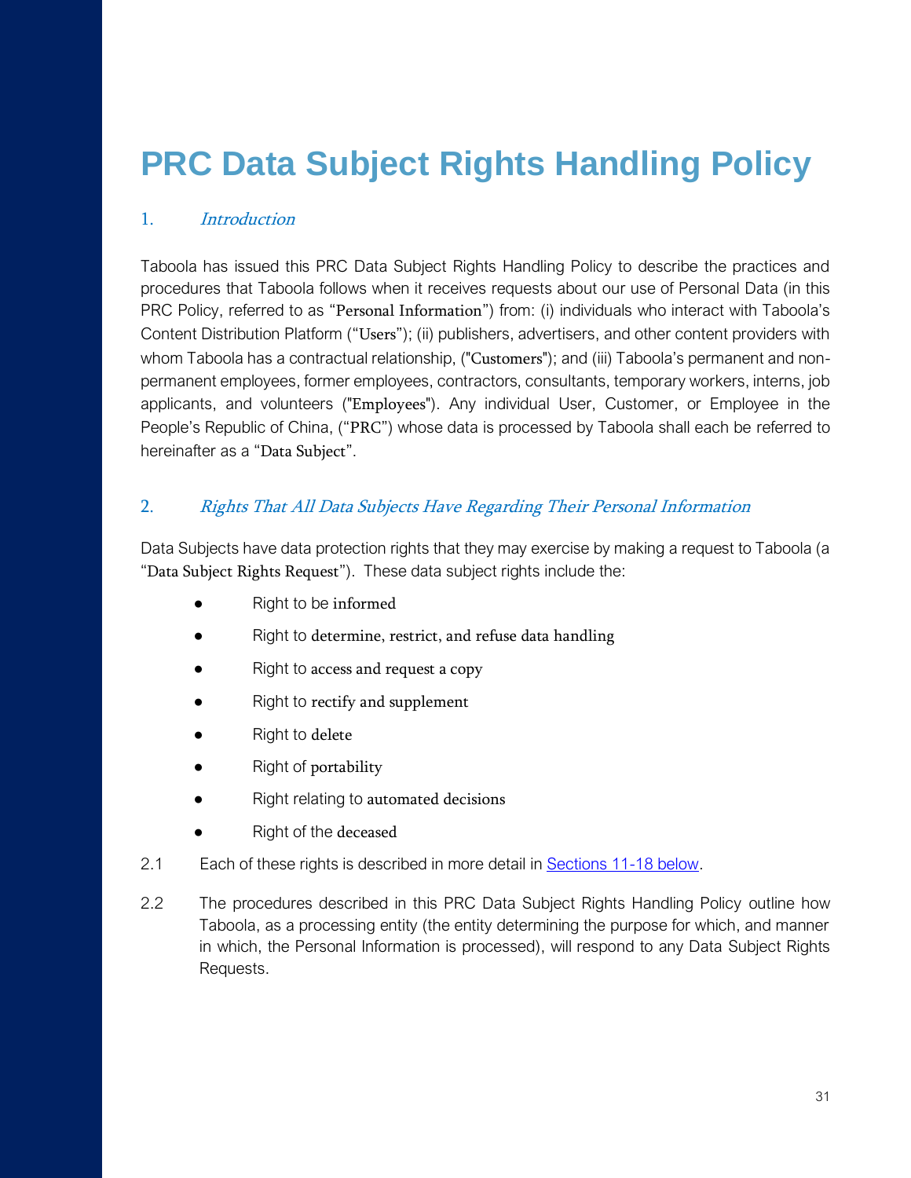# PRC Data Subject Rights Handling Policy

## 1. *Introduction*

Taboola has issued this PRC Data Subject Rights Handling Policy to describe the practices and procedures that Taboola follows when it receives requests about our use of Personal Data (in this PRC Policy, referred to as "Personal Information") from: (i) individuals who interact with Taboola's Content Distribution Platform ("Users"); (ii) publishers, advertisers, and other content providers with whom Taboola has a contractual relationship, ("Customers"); and (iii) Taboola's permanent and non-permanent employees, former employees, contractors, consultants, temporary workers, interns, job applicants, and volunteers ("Employees"). Any individual User, Customer, or Employee in the People's Republic of China, ("PRC") whose data is processed by Taboola shall each be referred to hereinafter as a "Data Subject".

## 2. *Rights That All Data Subjects Have Regarding Their Personal Information*

Data Subjects have data protection rights that they may exercise by making a request to Taboola (a "Data Subject Rights Request"). These data subject rights include the:

- Right to be informed
- Right to determine, restrict, and refuse data handling
- Right to access and request a copy
- Right to rectify and supplement
- Right to delete
- Right of portability
- Right relating to automated decisions
- Right of the deceased

2.1 Each of these rights is described in more detail in Sections 11-18 below.

2.2 The procedures described in this PRC Data Subject Rights Handling Policy outline how Taboola, as a processing entity (the entity determining the purpose for which, and manner in which, the Personal Information is processed), will respond to any Data Subject Rights Requests.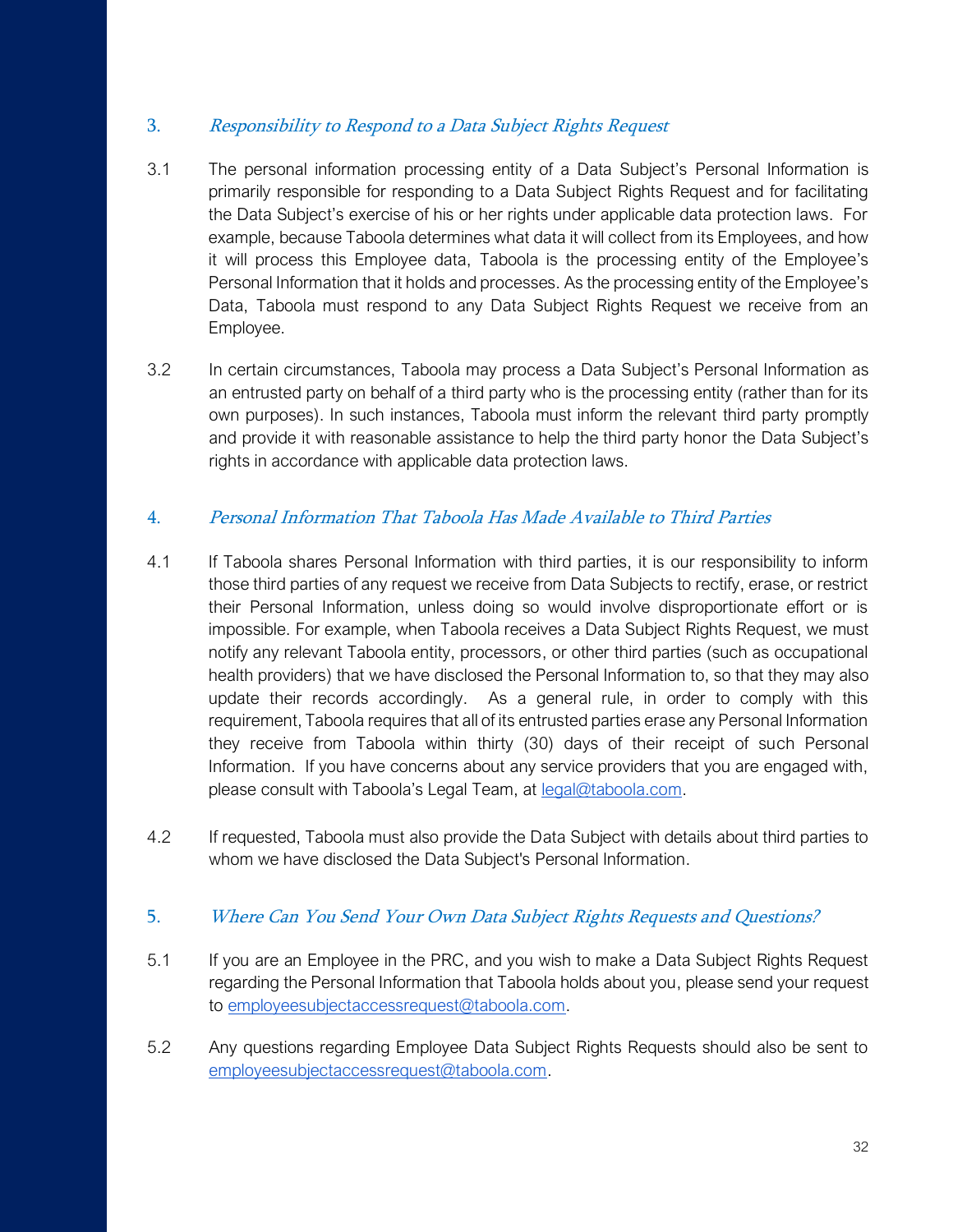## 3. *Responsibility to Respond to a Data Subject Rights Request*

3.1 The personal information processing entity of a Data Subject's Personal Information is primarily responsible for responding to a Data Subject Rights Request and for facilitating the Data Subject's exercise of his or her rights under applicable data protection laws. For example, because Taboola determines what data it will collect from its Employees, and how it will process this Employee data, Taboola is the processing entity of the Employee's Personal Information that it holds and processes. As the processing entity of the Employee's Data, Taboola must respond to any Data Subject Rights Request we receive from an Employee.

3.2 In certain circumstances, Taboola may process a Data Subject's Personal Information as an entrusted party on behalf of a third party who is the processing entity (rather than for its own purposes). In such instances, Taboola must inform the relevant third party promptly and provide it with reasonable assistance to help the third party honor the Data Subject's rights in accordance with applicable data protection laws.

## 4. *Personal Information That Taboola Has Made Available to Third Parties*

4.1 If Taboola shares Personal Information with third parties, it is our responsibility to inform those third parties of any request we receive from Data Subjects to rectify, erase, or restrict their Personal Information, unless doing so would involve disproportionate effort or is impossible. For example, when Taboola receives a Data Subject Rights Request, we must notify any relevant Taboola entity, processors, or other third parties (such as occupational health providers) that we have disclosed the Personal Information to, so that they may also update their records accordingly. As a general rule, in order to comply with this requirement, Taboola requires that all of its entrusted parties erase any Personal Information they receive from Taboola within thirty (30) days of their receipt of such Personal Information. If you have concerns about any service providers that you are engaged with, please consult with Taboola's Legal Team, at [legal@taboola.com](mailto:legal@taboola.com).

4.2 If requested, Taboola must also provide the Data Subject with details about third parties to whom we have disclosed the Data Subject's Personal Information.

## 5. *Where Can You Send Your Own Data Subject Rights Requests and Questions?*

5.1 If you are an Employee in the PRC, and you wish to make a Data Subject Rights Request regarding the Personal Information that Taboola holds about you, please send your request to [employeesubjectaccessrequest@taboola.com](mailto:employeesubjectaccessrequest@taboola.com).

5.2 Any questions regarding Employee Data Subject Rights Requests should also be sent to [employeesubjectaccessrequest@taboola.com](mailto:employeesubjectaccessrequest@taboola.com).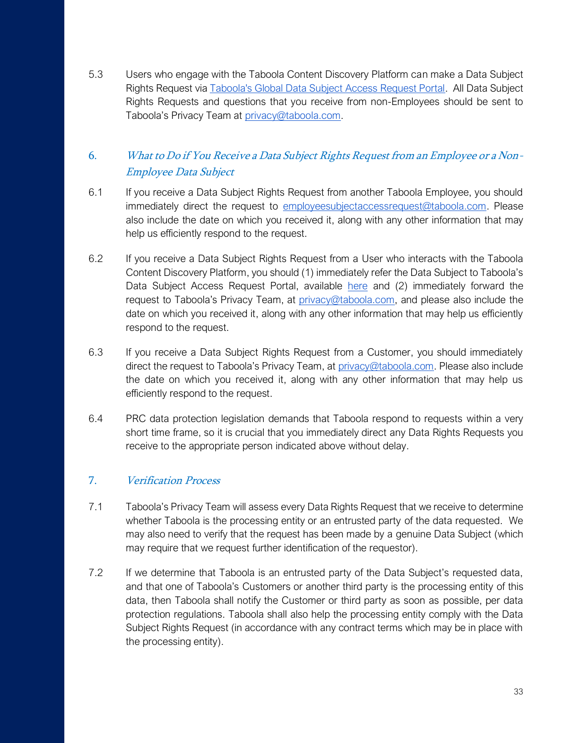5.3 Users who engage with the Taboola Content Discovery Platform can make a Data Subject Rights Request via Taboola's Global Data Subject Access Request Portal. All Data Subject Rights Requests and questions that you receive from non-Employees should be sent to Taboola's Privacy Team at privacy@taboola.com.

## 6. *What to Do if You Receive a Data Subject Rights Request from an Employee or a Non-Employee Data Subject*

6.1 If you receive a Data Subject Rights Request from another Taboola Employee, you should immediately direct the request to employeesubjectaccessrequest@taboola.com. Please also include the date on which you received it, along with any other information that may help us efficiently respond to the request.

6.2 If you receive a Data Subject Rights Request from a User who interacts with the Taboola Content Discovery Platform, you should (1) immediately refer the Data Subject to Taboola's Data Subject Access Request Portal, available here and (2) immediately forward the request to Taboola's Privacy Team, at privacy@taboola.com, and please also include the date on which you received it, along with any other information that may help us efficiently respond to the request.

6.3 If you receive a Data Subject Rights Request from a Customer, you should immediately direct the request to Taboola's Privacy Team, at privacy@taboola.com. Please also include the date on which you received it, along with any other information that may help us efficiently respond to the request.

6.4 PRC data protection legislation demands that Taboola respond to requests within a very short time frame, so it is crucial that you immediately direct any Data Rights Requests you receive to the appropriate person indicated above without delay.

## 7. *Verification Process*

7.1 Taboola's Privacy Team will assess every Data Rights Request that we receive to determine whether Taboola is the processing entity or an entrusted party of the data requested. We may also need to verify that the request has been made by a genuine Data Subject (which may require that we request further identification of the requestor).

7.2 If we determine that Taboola is an entrusted party of the Data Subject's requested data, and that one of Taboola's Customers or another third party is the processing entity of this data, then Taboola shall notify the Customer or third party as soon as possible, per data protection regulations. Taboola shall also help the processing entity comply with the Data Subject Rights Request (in accordance with any contract terms which may be in place with the processing entity).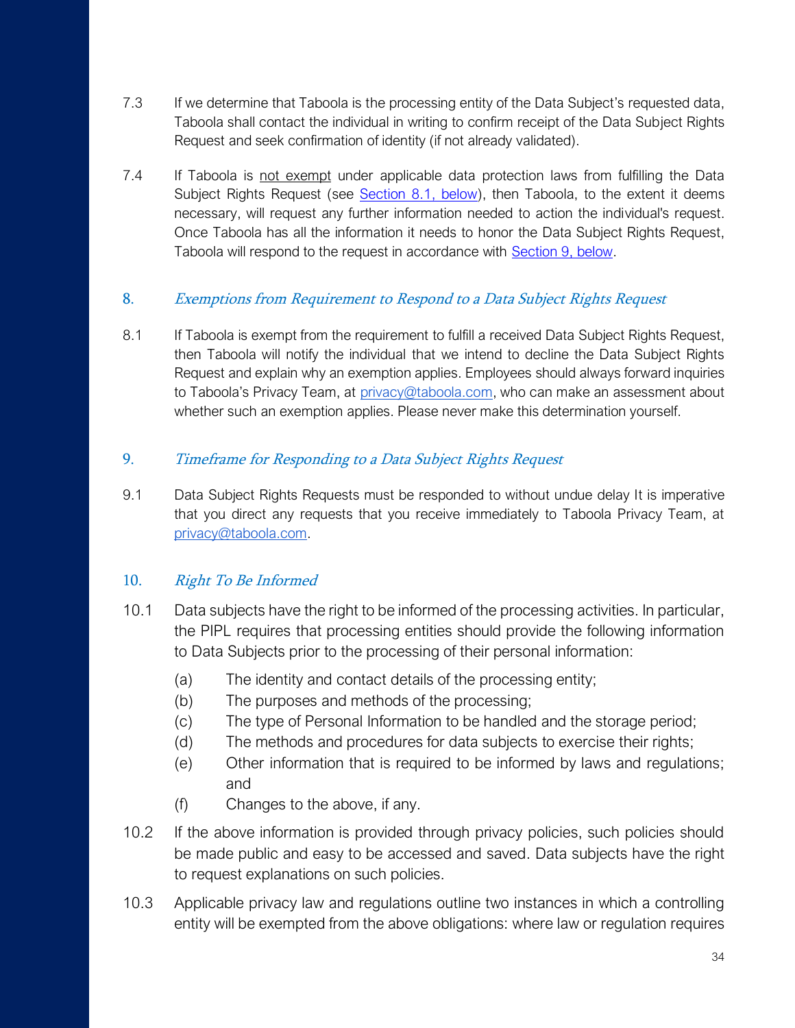7.3 If we determine that Taboola is the processing entity of the Data Subject's requested data, Taboola shall contact the individual in writing to confirm receipt of the Data Subject Rights Request and seek confirmation of identity (if not already validated).

7.4 If Taboola is <u>not exempt</u> under applicable data protection laws from fulfilling the Data Subject Rights Request (see [Section 8.1, below]()), then Taboola, to the extent it deems necessary, will request any further information needed to action the individual's request. Once Taboola has all the information it needs to honor the Data Subject Rights Request, Taboola will respond to the request in accordance with [Section 9, below]().

## 8. *Exemptions from Requirement to Respond to a Data Subject Rights Request*

8.1 If Taboola is exempt from the requirement to fulfill a received Data Subject Rights Request, then Taboola will notify the individual that we intend to decline the Data Subject Rights Request and explain why an exemption applies. Employees should always forward inquiries to Taboola's Privacy Team, at [privacy@taboola.com](mailto:privacy@taboola.com), who can make an assessment about whether such an exemption applies. Please never make this determination yourself.

## 9. *Timeframe for Responding to a Data Subject Rights Request*

9.1 Data Subject Rights Requests must be responded to without undue delay It is imperative that you direct any requests that you receive immediately to Taboola Privacy Team, at [privacy@taboola.com](mailto:privacy@taboola.com).

## 10. *Right To Be Informed*

10.1 Data subjects have the right to be informed of the processing activities. In particular, the PIPL requires that processing entities should provide the following information to Data Subjects prior to the processing of their personal information:

- (a) The identity and contact details of the processing entity;
- (b) The purposes and methods of the processing;
- (c) The type of Personal Information to be handled and the storage period;
- (d) The methods and procedures for data subjects to exercise their rights;
- (e) Other information that is required to be informed by laws and regulations; and
- (f) Changes to the above, if any.

10.2 If the above information is provided through privacy policies, such policies should be made public and easy to be accessed and saved. Data subjects have the right to request explanations on such policies.

10.3 Applicable privacy law and regulations outline two instances in which a controlling entity will be exempted from the above obligations: where law or regulation requires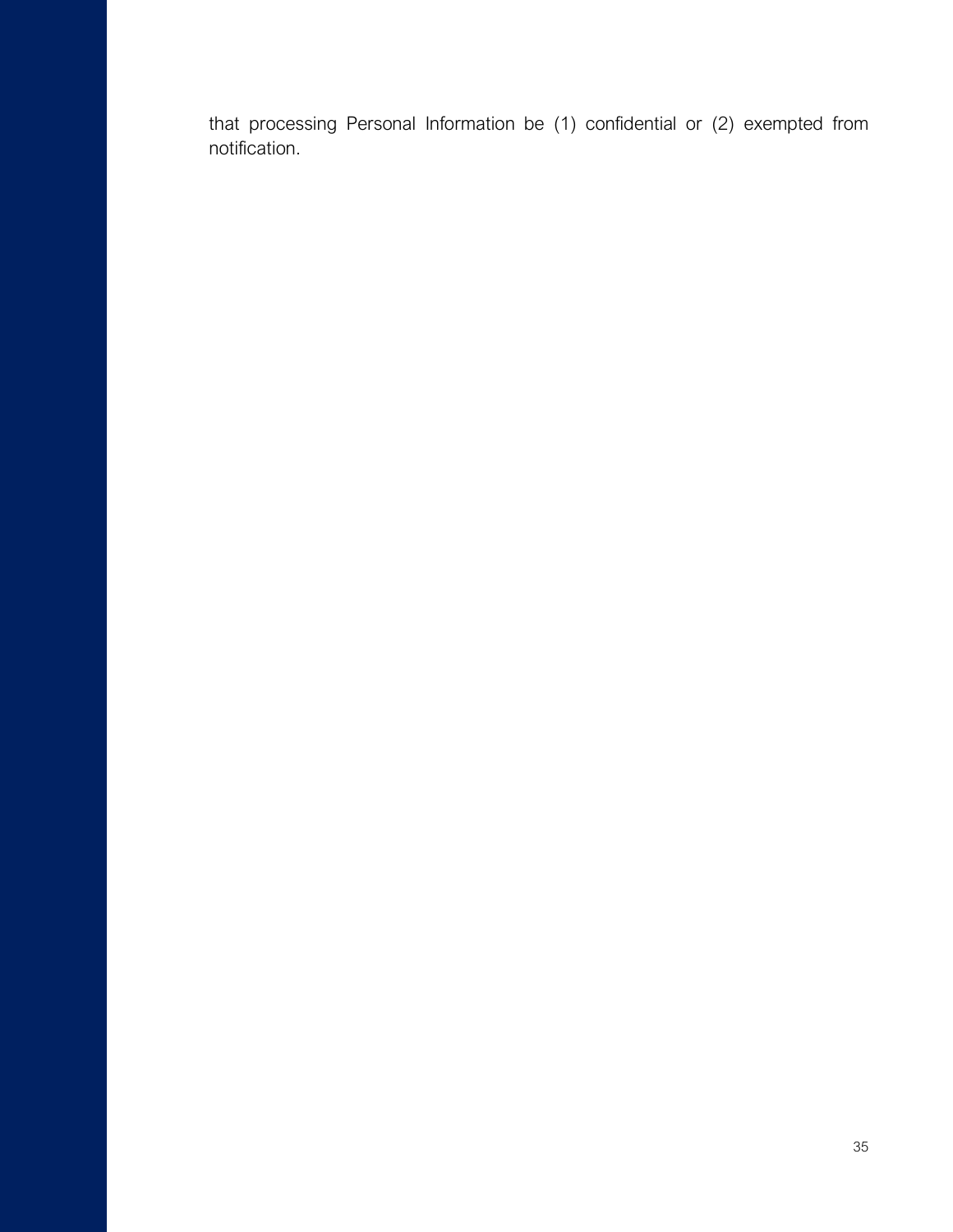that processing Personal Information be (1) confidential or (2) exempted from notification.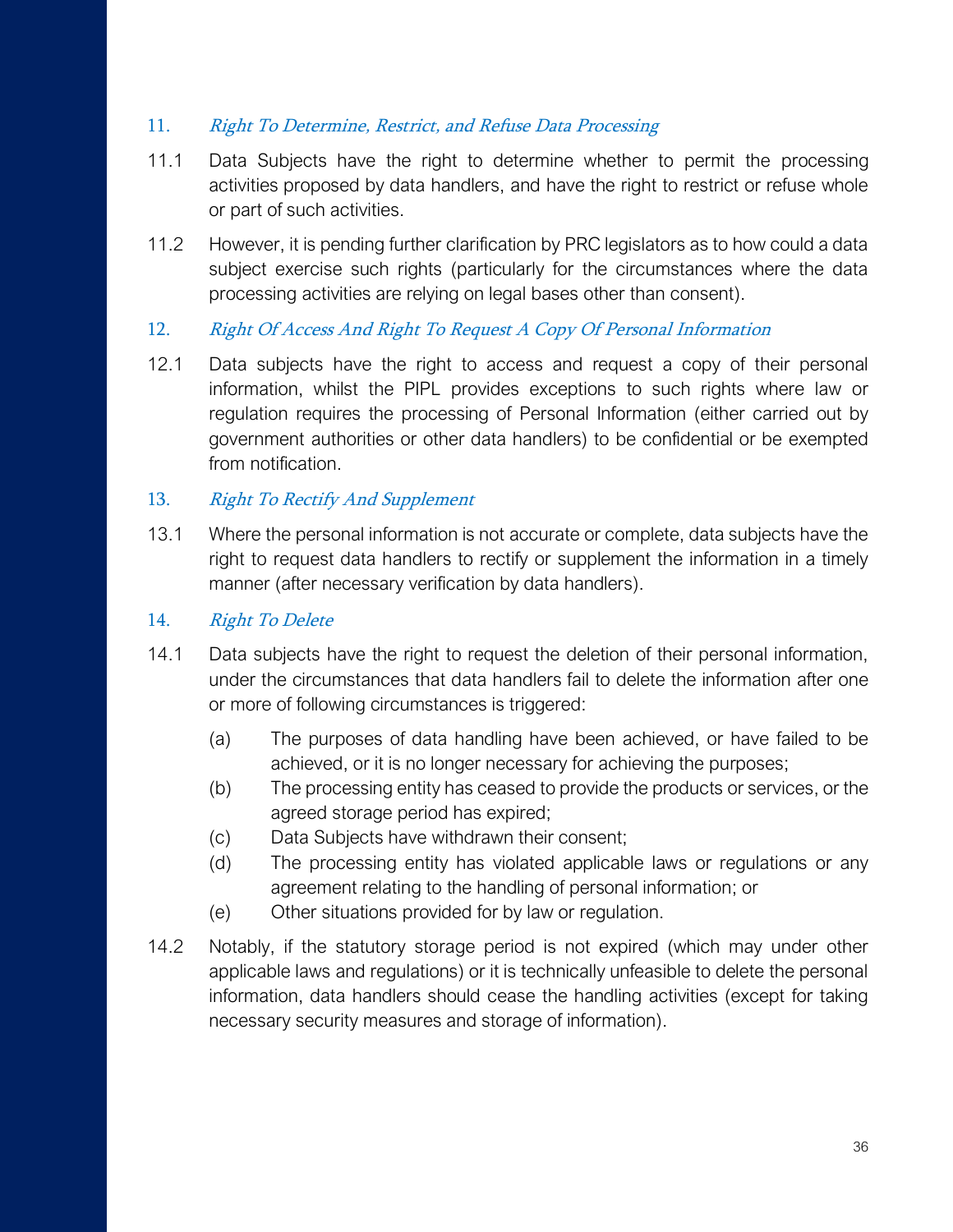## 11. *Right To Determine, Restrict, and Refuse Data Processing*

11.1 Data Subjects have the right to determine whether to permit the processing activities proposed by data handlers, and have the right to restrict or refuse whole or part of such activities.

11.2 However, it is pending further clarification by PRC legislators as to how could a data subject exercise such rights (particularly for the circumstances where the data processing activities are relying on legal bases other than consent).

## 12. *Right Of Access And Right To Request A Copy Of Personal Information*

12.1 Data subjects have the right to access and request a copy of their personal information, whilst the PIPL provides exceptions to such rights where law or regulation requires the processing of Personal Information (either carried out by government authorities or other data handlers) to be confidential or be exempted from notification.

## 13. *Right To Rectify And Supplement*

13.1 Where the personal information is not accurate or complete, data subjects have the right to request data handlers to rectify or supplement the information in a timely manner (after necessary verification by data handlers).

## 14. *Right To Delete*

14.1 Data subjects have the right to request the deletion of their personal information, under the circumstances that data handlers fail to delete the information after one or more of following circumstances is triggered:

- (a) The purposes of data handling have been achieved, or have failed to be achieved, or it is no longer necessary for achieving the purposes;
- (b) The processing entity has ceased to provide the products or services, or the agreed storage period has expired;
- (c) Data Subjects have withdrawn their consent;
- (d) The processing entity has violated applicable laws or regulations or any agreement relating to the handling of personal information; or
- (e) Other situations provided for by law or regulation.

14.2 Notably, if the statutory storage period is not expired (which may under other applicable laws and regulations) or it is technically unfeasible to delete the personal information, data handlers should cease the handling activities (except for taking necessary security measures and storage of information).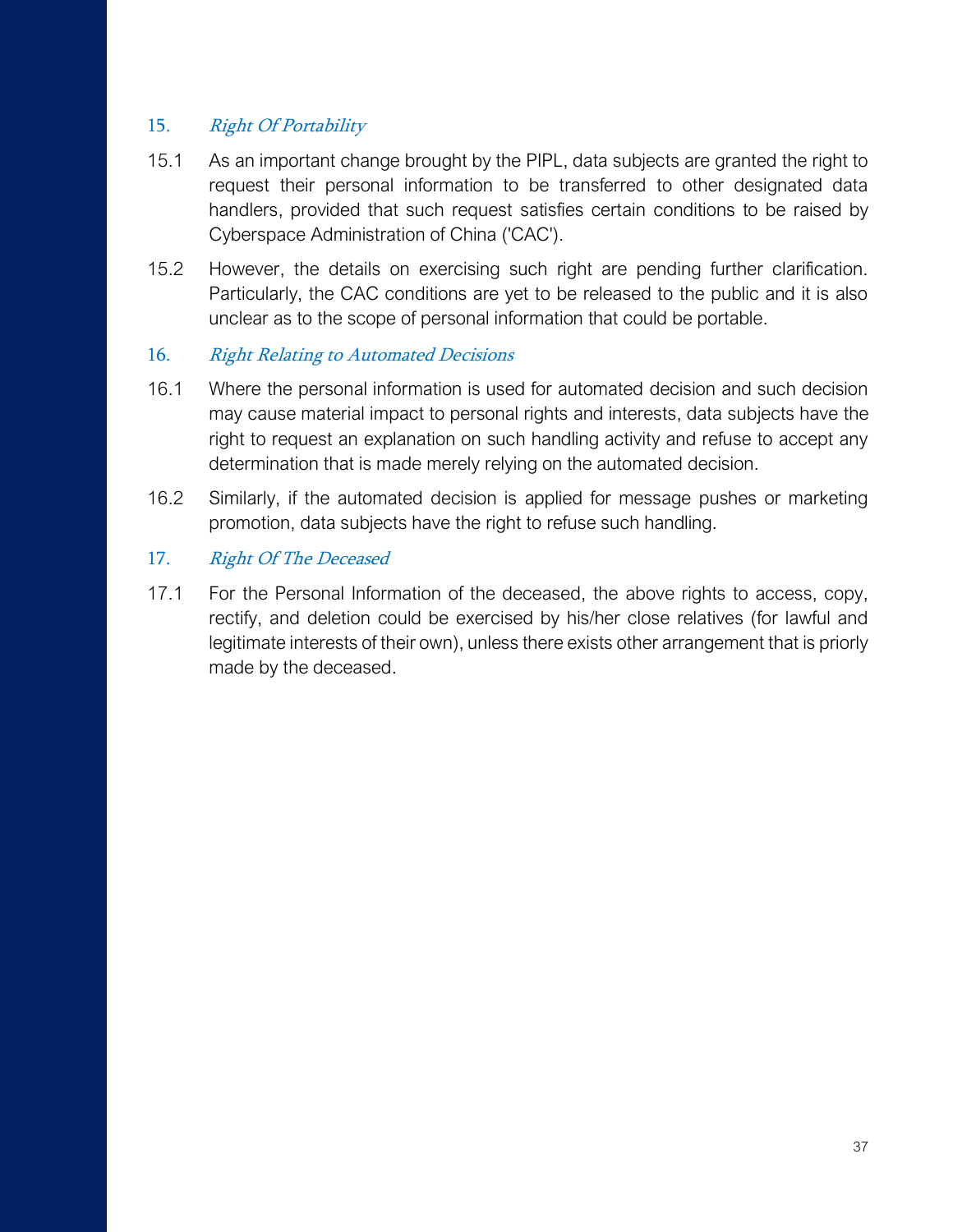## 15. *Right Of Portability*

15.1 As an important change brought by the PIPL, data subjects are granted the right to request their personal information to be transferred to other designated data handlers, provided that such request satisfies certain conditions to be raised by Cyberspace Administration of China ('CAC').

15.2 However, the details on exercising such right are pending further clarification. Particularly, the CAC conditions are yet to be released to the public and it is also unclear as to the scope of personal information that could be portable.

## 16. *Right Relating to Automated Decisions*

16.1 Where the personal information is used for automated decision and such decision may cause material impact to personal rights and interests, data subjects have the right to request an explanation on such handling activity and refuse to accept any determination that is made merely relying on the automated decision.

16.2 Similarly, if the automated decision is applied for message pushes or marketing promotion, data subjects have the right to refuse such handling.

## 17. *Right Of The Deceased*

17.1 For the Personal Information of the deceased, the above rights to access, copy, rectify, and deletion could be exercised by his/her close relatives (for lawful and legitimate interests of their own), unless there exists other arrangement that is priorly made by the deceased.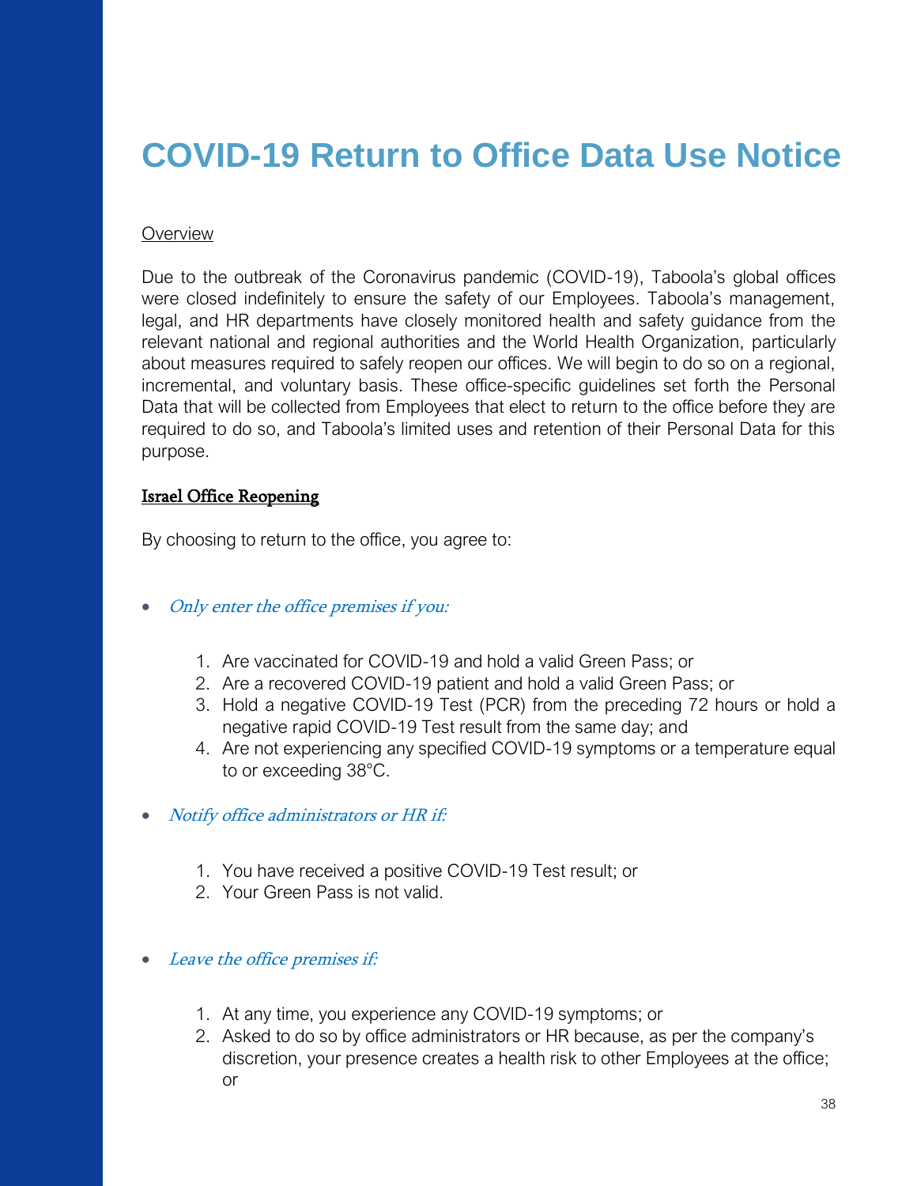# COVID-19 Return to Office Data Use Notice

Overview

Due to the outbreak of the Coronavirus pandemic (COVID-19), Taboola's global offices were closed indefinitely to ensure the safety of our Employees. Taboola's management, legal, and HR departments have closely monitored health and safety guidance from the relevant national and regional authorities and the World Health Organization, particularly about measures required to safely reopen our offices. We will begin to do so on a regional, incremental, and voluntary basis. These office-specific guidelines set forth the Personal Data that will be collected from Employees that elect to return to the office before they are required to do so, and Taboola's limited uses and retention of their Personal Data for this purpose.

**Israel Office Reopening**

By choosing to return to the office, you agree to:

- *Only enter the office premises if you:*

   1. Are vaccinated for COVID-19 and hold a valid Green Pass; or
   2. Are a recovered COVID-19 patient and hold a valid Green Pass; or
   3. Hold a negative COVID-19 Test (PCR) from the preceding 72 hours or hold a negative rapid COVID-19 Test result from the same day; and
   4. Are not experiencing any specified COVID-19 symptoms or a temperature equal to or exceeding 38°C.

- *Notify office administrators or HR if:*

   1. You have received a positive COVID-19 Test result; or
   2. Your Green Pass is not valid.

- *Leave the office premises if:*

   1. At any time, you experience any COVID-19 symptoms; or
   2. Asked to do so by office administrators or HR because, as per the company's discretion, your presence creates a health risk to other Employees at the office; or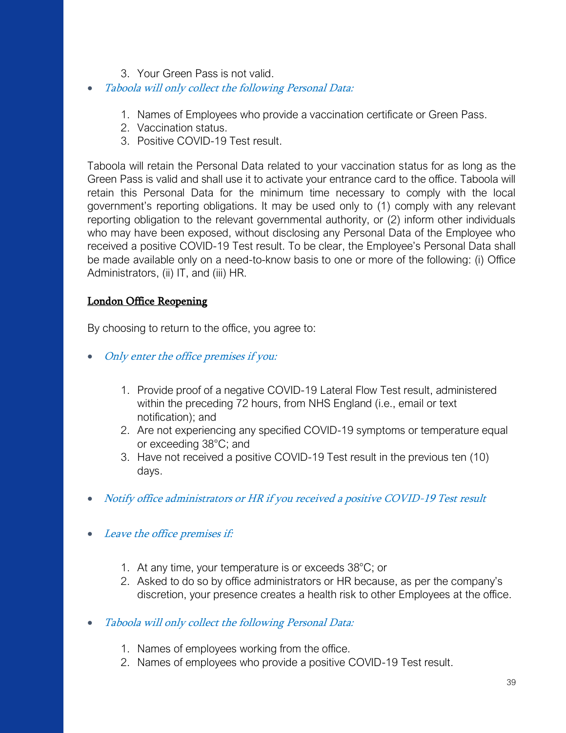3. Your Green Pass is not valid.

- *Taboola will only collect the following Personal Data:*

  1. Names of Employees who provide a vaccination certificate or Green Pass.
  2. Vaccination status.
  3. Positive COVID-19 Test result.

Taboola will retain the Personal Data related to your vaccination status for as long as the Green Pass is valid and shall use it to activate your entrance card to the office. Taboola will retain this Personal Data for the minimum time necessary to comply with the local government's reporting obligations. It may be used only to (1) comply with any relevant reporting obligation to the relevant governmental authority, or (2) inform other individuals who may have been exposed, without disclosing any Personal Data of the Employee who received a positive COVID-19 Test result. To be clear, the Employee's Personal Data shall be made available only on a need-to-know basis to one or more of the following: (i) Office Administrators, (ii) IT, and (iii) HR.

## London Office Reopening

By choosing to return to the office, you agree to:

- *Only enter the office premises if you:*

  1. Provide proof of a negative COVID-19 Lateral Flow Test result, administered within the preceding 72 hours, from NHS England (i.e., email or text notification); and
  2. Are not experiencing any specified COVID-19 symptoms or temperature equal or exceeding 38°C; and
  3. Have not received a positive COVID-19 Test result in the previous ten (10) days.

- *Notify office administrators or HR if you received a positive COVID-19 Test result*

- *Leave the office premises if:*

  1. At any time, your temperature is or exceeds 38°C; or
  2. Asked to do so by office administrators or HR because, as per the company's discretion, your presence creates a health risk to other Employees at the office.

- *Taboola will only collect the following Personal Data:*

  1. Names of employees working from the office.
  2. Names of employees who provide a positive COVID-19 Test result.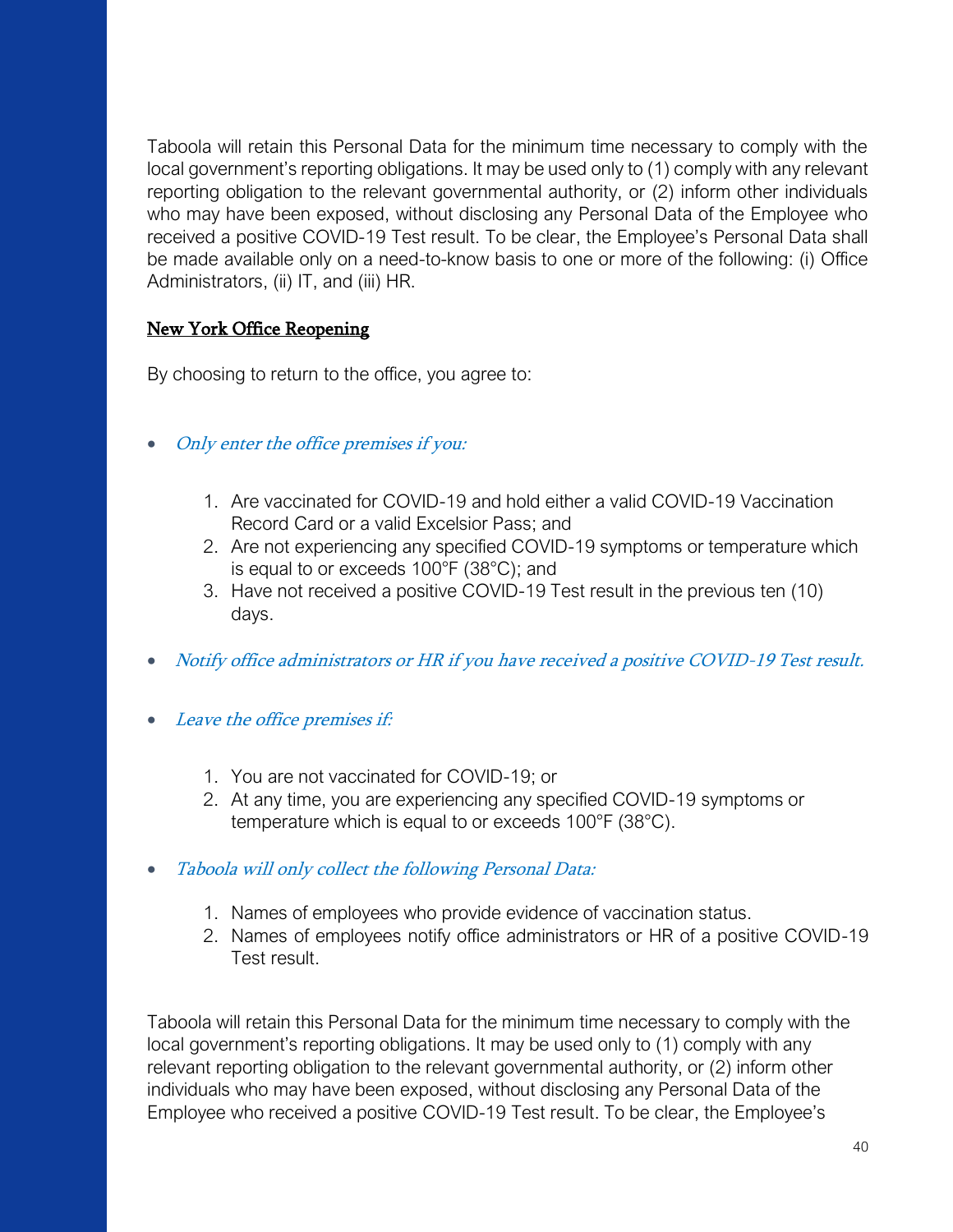Taboola will retain this Personal Data for the minimum time necessary to comply with the local government's reporting obligations. It may be used only to (1) comply with any relevant reporting obligation to the relevant governmental authority, or (2) inform other individuals who may have been exposed, without disclosing any Personal Data of the Employee who received a positive COVID-19 Test result. To be clear, the Employee's Personal Data shall be made available only on a need-to-know basis to one or more of the following: (i) Office Administrators, (ii) IT, and (iii) HR.

**New York Office Reopening**

By choosing to return to the office, you agree to:

- *Only enter the office premises if you:*

    1. Are vaccinated for COVID-19 and hold either a valid COVID-19 Vaccination Record Card or a valid Excelsior Pass; and
    2. Are not experiencing any specified COVID-19 symptoms or temperature which is equal to or exceeds 100°F (38°C); and
    3. Have not received a positive COVID-19 Test result in the previous ten (10) days.

- *Notify office administrators or HR if you have received a positive COVID-19 Test result.*

- *Leave the office premises if:*

    1. You are not vaccinated for COVID-19; or
    2. At any time, you are experiencing any specified COVID-19 symptoms or temperature which is equal to or exceeds 100°F (38°C).

- *Taboola will only collect the following Personal Data:*

    1. Names of employees who provide evidence of vaccination status.
    2. Names of employees notify office administrators or HR of a positive COVID-19 Test result.

Taboola will retain this Personal Data for the minimum time necessary to comply with the local government's reporting obligations. It may be used only to (1) comply with any relevant reporting obligation to the relevant governmental authority, or (2) inform other individuals who may have been exposed, without disclosing any Personal Data of the Employee who received a positive COVID-19 Test result. To be clear, the Employee's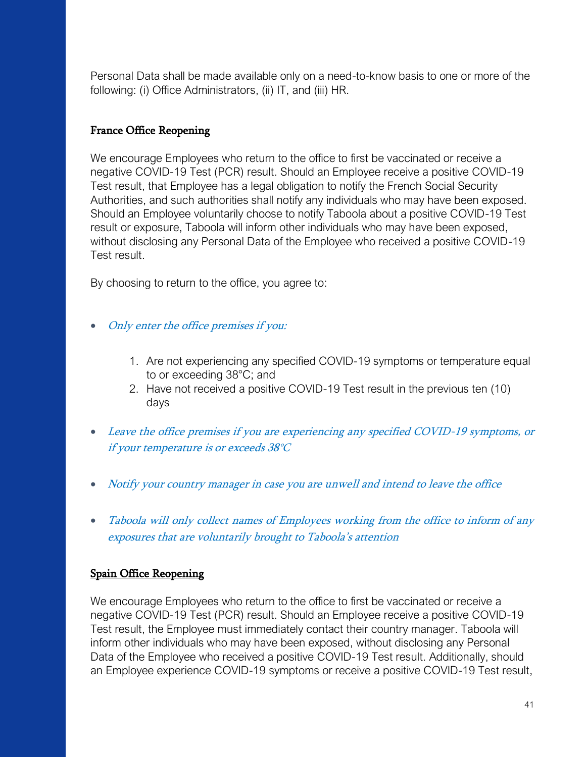Personal Data shall be made available only on a need-to-know basis to one or more of the following: (i) Office Administrators, (ii) IT, and (iii) HR.

## France Office Reopening

We encourage Employees who return to the office to first be vaccinated or receive a negative COVID-19 Test (PCR) result. Should an Employee receive a positive COVID-19 Test result, that Employee has a legal obligation to notify the French Social Security Authorities, and such authorities shall notify any individuals who may have been exposed. Should an Employee voluntarily choose to notify Taboola about a positive COVID-19 Test result or exposure, Taboola will inform other individuals who may have been exposed, without disclosing any Personal Data of the Employee who received a positive COVID-19 Test result.

By choosing to return to the office, you agree to:

- *Only enter the office premises if you:*
    1. Are not experiencing any specified COVID-19 symptoms or temperature equal to or exceeding 38°C; and
    2. Have not received a positive COVID-19 Test result in the previous ten (10) days
- *Leave the office premises if you are experiencing any specified COVID-19 symptoms, or if your temperature is or exceeds 38°C*
- *Notify your country manager in case you are unwell and intend to leave the office*
- *Taboola will only collect names of Employees working from the office to inform of any exposures that are voluntarily brought to Taboola's attention*

## Spain Office Reopening

We encourage Employees who return to the office to first be vaccinated or receive a negative COVID-19 Test (PCR) result. Should an Employee receive a positive COVID-19 Test result, the Employee must immediately contact their country manager. Taboola will inform other individuals who may have been exposed, without disclosing any Personal Data of the Employee who received a positive COVID-19 Test result. Additionally, should an Employee experience COVID-19 symptoms or receive a positive COVID-19 Test result,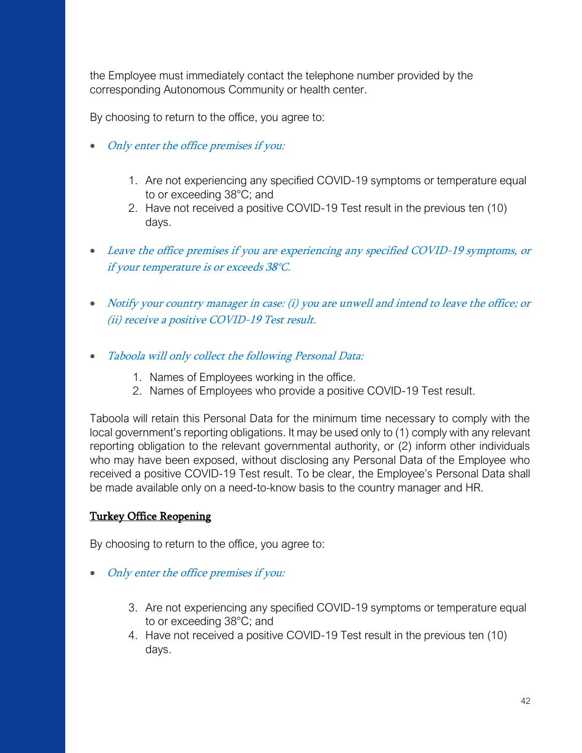the Employee must immediately contact the telephone number provided by the corresponding Autonomous Community or health center.

By choosing to return to the office, you agree to:

- *Only enter the office premises if you:*

    1. Are not experiencing any specified COVID-19 symptoms or temperature equal to or exceeding 38°C; and
    2. Have not received a positive COVID-19 Test result in the previous ten (10) days.

- *Leave the office premises if you are experiencing any specified COVID-19 symptoms, or if your temperature is or exceeds 38°C.*

- *Notify your country manager in case: (i) you are unwell and intend to leave the office; or (ii) receive a positive COVID-19 Test result.*

- *Taboola will only collect the following Personal Data:*

    1. Names of Employees working in the office.
    2. Names of Employees who provide a positive COVID-19 Test result.

Taboola will retain this Personal Data for the minimum time necessary to comply with the local government's reporting obligations. It may be used only to (1) comply with any relevant reporting obligation to the relevant governmental authority, or (2) inform other individuals who may have been exposed, without disclosing any Personal Data of the Employee who received a positive COVID-19 Test result. To be clear, the Employee's Personal Data shall be made available only on a need-to-know basis to the country manager and HR.

**Turkey Office Reopening**

By choosing to return to the office, you agree to:

- *Only enter the office premises if you:*

    3. Are not experiencing any specified COVID-19 symptoms or temperature equal to or exceeding 38°C; and
    4. Have not received a positive COVID-19 Test result in the previous ten (10) days.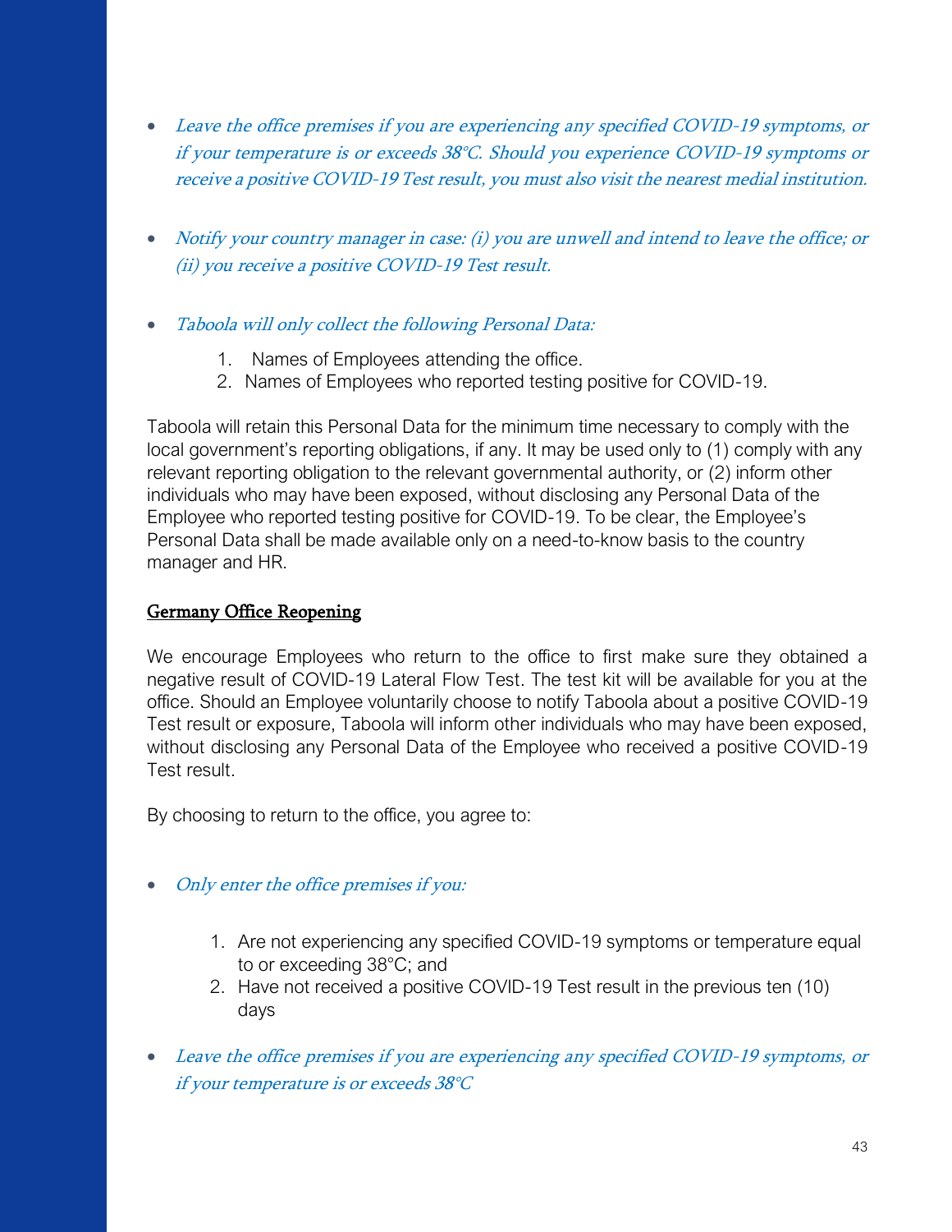- *Leave the office premises if you are experiencing any specified COVID-19 symptoms, or if your temperature is or exceeds 38°C. Should you experience COVID-19 symptoms or receive a positive COVID-19 Test result, you must also visit the nearest medial institution.*

- *Notify your country manager in case: (i) you are unwell and intend to leave the office; or (ii) you receive a positive COVID-19 Test result.*

- *Taboola will only collect the following Personal Data:*

  1. Names of Employees attending the office.
  2. Names of Employees who reported testing positive for COVID-19.

Taboola will retain this Personal Data for the minimum time necessary to comply with the local government's reporting obligations, if any. It may be used only to (1) comply with any relevant reporting obligation to the relevant governmental authority, or (2) inform other individuals who may have been exposed, without disclosing any Personal Data of the Employee who reported testing positive for COVID-19. To be clear, the Employee's Personal Data shall be made available only on a need-to-know basis to the country manager and HR.

## Germany Office Reopening

We encourage Employees who return to the office to first make sure they obtained a negative result of COVID-19 Lateral Flow Test. The test kit will be available for you at the office. Should an Employee voluntarily choose to notify Taboola about a positive COVID-19 Test result or exposure, Taboola will inform other individuals who may have been exposed, without disclosing any Personal Data of the Employee who received a positive COVID-19 Test result.

By choosing to return to the office, you agree to:

- *Only enter the office premises if you:*

  1. Are not experiencing any specified COVID-19 symptoms or temperature equal to or exceeding 38°C; and
  2. Have not received a positive COVID-19 Test result in the previous ten (10) days

- *Leave the office premises if you are experiencing any specified COVID-19 symptoms, or if your temperature is or exceeds 38°C*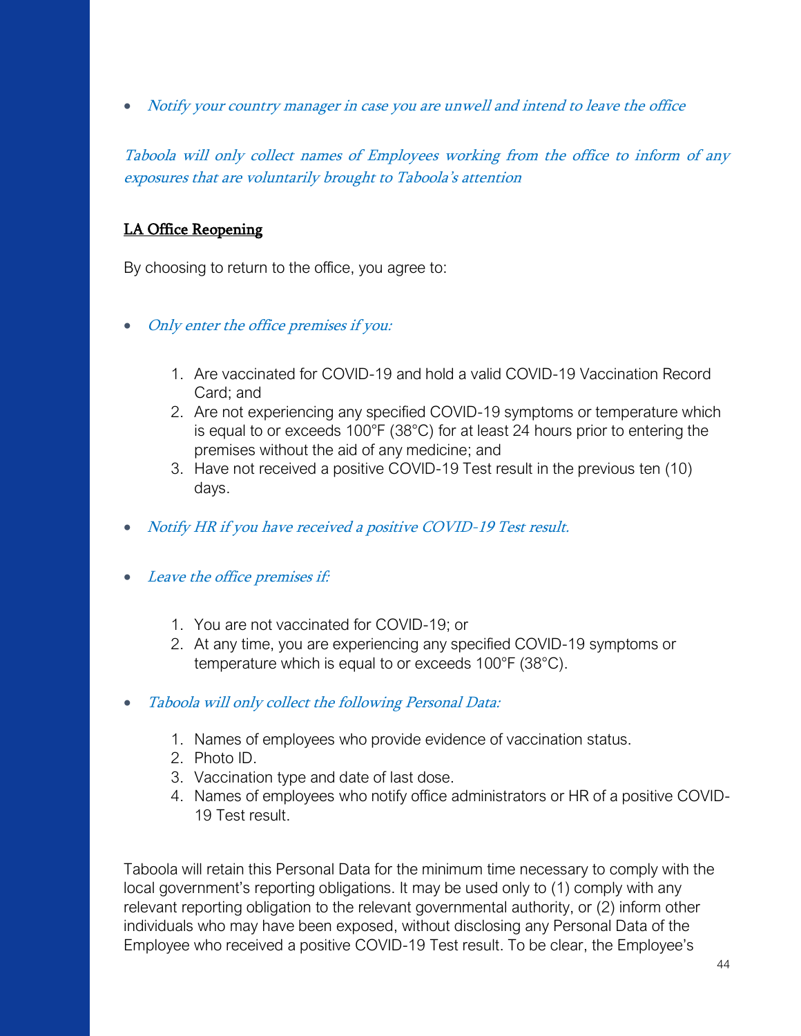- *Notify your country manager in case you are unwell and intend to leave the office*

*Taboola will only collect names of Employees working from the office to inform of any exposures that are voluntarily brought to Taboola's attention*

**LA Office Reopening**

By choosing to return to the office, you agree to:

- *Only enter the office premises if you:*

  1. Are vaccinated for COVID-19 and hold a valid COVID-19 Vaccination Record Card; and
  2. Are not experiencing any specified COVID-19 symptoms or temperature which is equal to or exceeds 100°F (38°C) for at least 24 hours prior to entering the premises without the aid of any medicine; and
  3. Have not received a positive COVID-19 Test result in the previous ten (10) days.

- *Notify HR if you have received a positive COVID-19 Test result.*

- *Leave the office premises if:*

  1. You are not vaccinated for COVID-19; or
  2. At any time, you are experiencing any specified COVID-19 symptoms or temperature which is equal to or exceeds 100°F (38°C).

- *Taboola will only collect the following Personal Data:*

  1. Names of employees who provide evidence of vaccination status.
  2. Photo ID.
  3. Vaccination type and date of last dose.
  4. Names of employees who notify office administrators or HR of a positive COVID-19 Test result.

Taboola will retain this Personal Data for the minimum time necessary to comply with the local government's reporting obligations. It may be used only to (1) comply with any relevant reporting obligation to the relevant governmental authority, or (2) inform other individuals who may have been exposed, without disclosing any Personal Data of the Employee who received a positive COVID-19 Test result. To be clear, the Employee's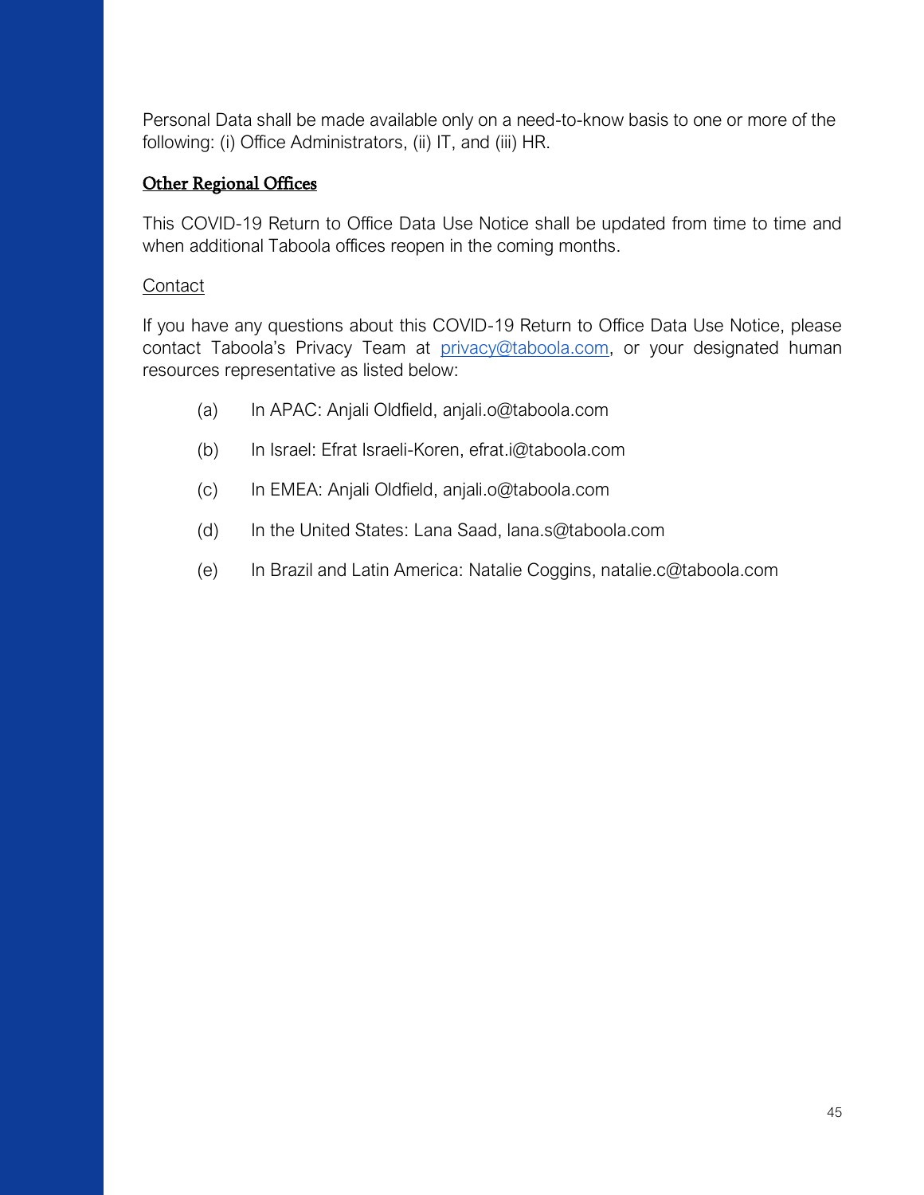Personal Data shall be made available only on a need-to-know basis to one or more of the following: (i) Office Administrators, (ii) IT, and (iii) HR.

## Other Regional Offices

This COVID-19 Return to Office Data Use Notice shall be updated from time to time and when additional Taboola offices reopen in the coming months.

### Contact

If you have any questions about this COVID-19 Return to Office Data Use Notice, please contact Taboola's Privacy Team at privacy@taboola.com, or your designated human resources representative as listed below:

(a) In APAC: Anjali Oldfield, anjali.o@taboola.com

(b) In Israel: Efrat Israeli-Koren, efrat.i@taboola.com

(c) In EMEA: Anjali Oldfield, anjali.o@taboola.com

(d) In the United States: Lana Saad, lana.s@taboola.com

(e) In Brazil and Latin America: Natalie Coggins, natalie.c@taboola.com